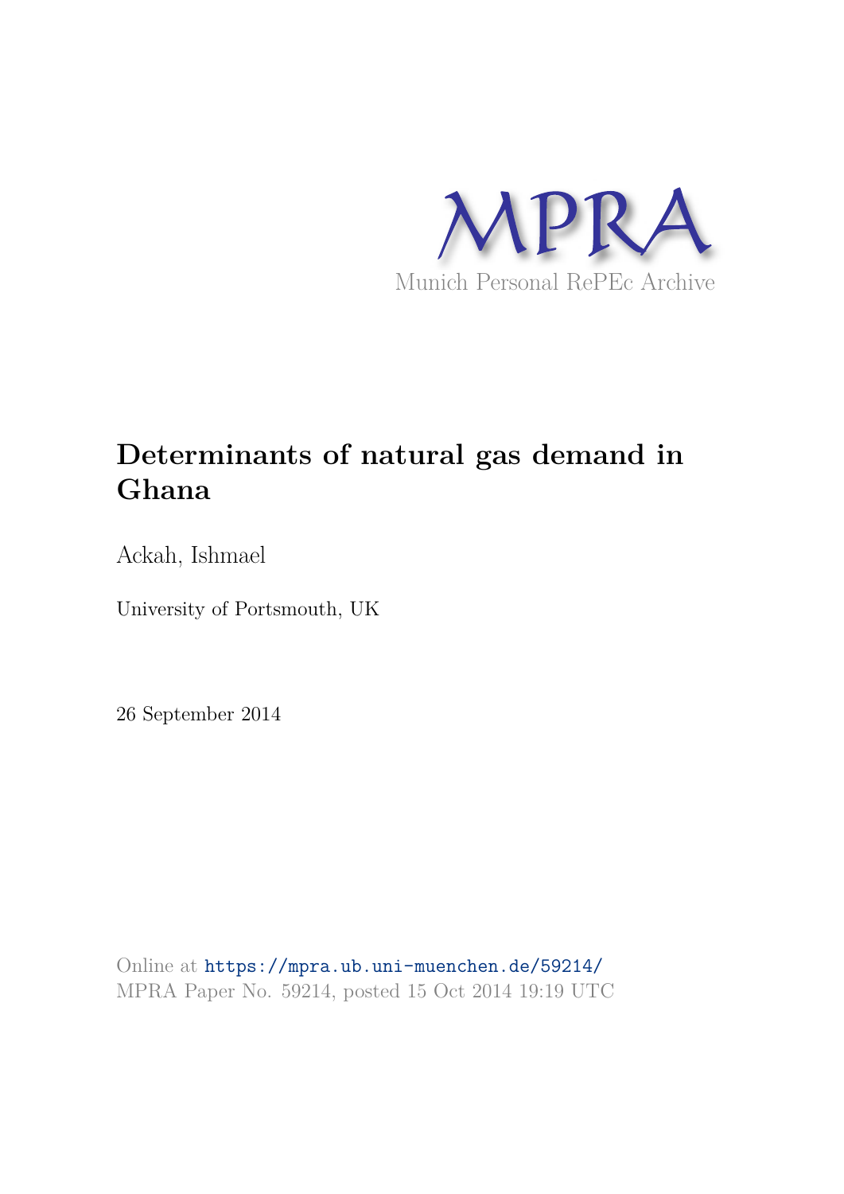MPRA

Munich Personal RePEc Archive

# Determinants of natural gas demand in Ghana

Ackah, Ishmael

University of Portsmouth, UK

26 September 2014

Online at https://mpra.ub.uni-muenchen.de/59214/
MPRA Paper No. 59214, posted 15 Oct 2014 19:19 UTC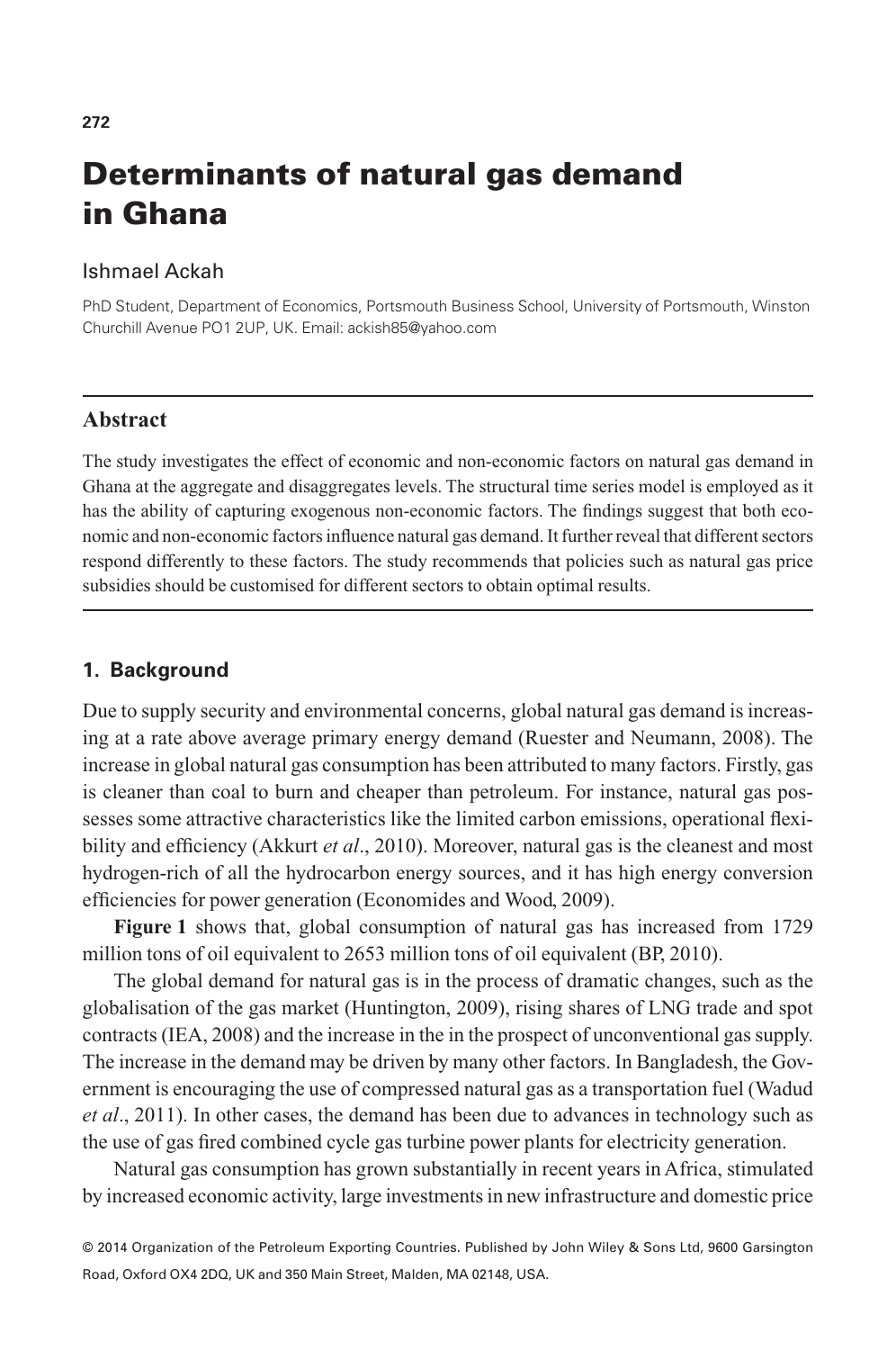# Determinants of natural gas demand in Ghana

Ishmael Ackah

PhD Student, Department of Economics, Portsmouth Business School, University of Portsmouth, Winston Churchill Avenue PO1 2UP, UK. Email: ackish85@yahoo.com

## Abstract

The study investigates the effect of economic and non-economic factors on natural gas demand in Ghana at the aggregate and disaggregates levels. The structural time series model is employed as it has the ability of capturing exogenous non-economic factors. The findings suggest that both economic and non-economic factors influence natural gas demand. It further reveal that different sectors respond differently to these factors. The study recommends that policies such as natural gas price subsidies should be customised for different sectors to obtain optimal results.

## 1. Background

Due to supply security and environmental concerns, global natural gas demand is increasing at a rate above average primary energy demand (Ruester and Neumann, 2008). The increase in global natural gas consumption has been attributed to many factors. Firstly, gas is cleaner than coal to burn and cheaper than petroleum. For instance, natural gas possesses some attractive characteristics like the limited carbon emissions, operational flexibility and efficiency (Akkurt *et al*., 2010). Moreover, natural gas is the cleanest and most hydrogen-rich of all the hydrocarbon energy sources, and it has high energy conversion efficiencies for power generation (Economides and Wood, 2009).

**Figure 1** shows that, global consumption of natural gas has increased from 1729 million tons of oil equivalent to 2653 million tons of oil equivalent (BP, 2010).

The global demand for natural gas is in the process of dramatic changes, such as the globalisation of the gas market (Huntington, 2009), rising shares of LNG trade and spot contracts (IEA, 2008) and the increase in the in the prospect of unconventional gas supply. The increase in the demand may be driven by many other factors. In Bangladesh, the Government is encouraging the use of compressed natural gas as a transportation fuel (Wadud *et al*., 2011). In other cases, the demand has been due to advances in technology such as the use of gas fired combined cycle gas turbine power plants for electricity generation.

Natural gas consumption has grown substantially in recent years in Africa, stimulated by increased economic activity, large investments in new infrastructure and domestic price

© 2014 Organization of the Petroleum Exporting Countries. Published by John Wiley & Sons Ltd, 9600 Garsington Road, Oxford OX4 2DQ, UK and 350 Main Street, Malden, MA 02148, USA.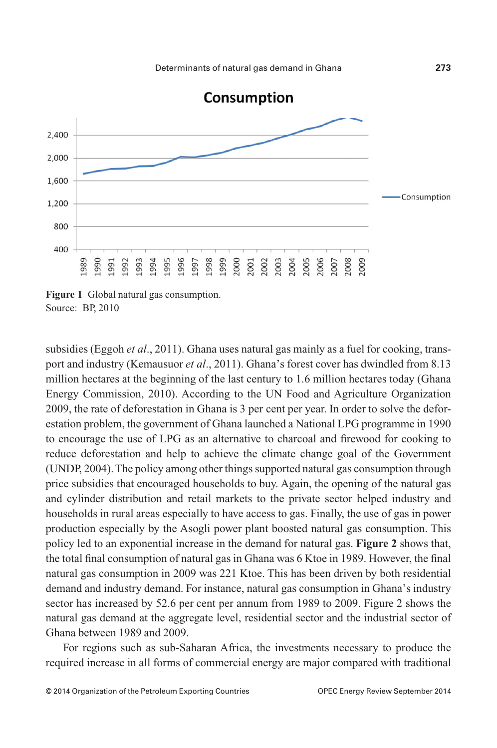**Figure 1** Global natural gas consumption.
Source: BP, 2010

subsidies (Eggoh *et al*., 2011). Ghana uses natural gas mainly as a fuel for cooking, transport and industry (Kemausuor *et al*., 2011). Ghana's forest cover has dwindled from 8.13 million hectares at the beginning of the last century to 1.6 million hectares today (Ghana Energy Commission, 2010). According to the UN Food and Agriculture Organization 2009, the rate of deforestation in Ghana is 3 per cent per year. In order to solve the deforestation problem, the government of Ghana launched a National LPG programme in 1990 to encourage the use of LPG as an alternative to charcoal and firewood for cooking to reduce deforestation and help to achieve the climate change goal of the Government (UNDP, 2004). The policy among other things supported natural gas consumption through price subsidies that encouraged households to buy. Again, the opening of the natural gas and cylinder distribution and retail markets to the private sector helped industry and households in rural areas especially to have access to gas. Finally, the use of gas in power production especially by the Asogli power plant boosted natural gas consumption. This policy led to an exponential increase in the demand for natural gas. **Figure 2** shows that, the total final consumption of natural gas in Ghana was 6 Ktoe in 1989. However, the final natural gas consumption in 2009 was 221 Ktoe. This has been driven by both residential demand and industry demand. For instance, natural gas consumption in Ghana's industry sector has increased by 52.6 per cent per annum from 1989 to 2009. Figure 2 shows the natural gas demand at the aggregate level, residential sector and the industrial sector of Ghana between 1989 and 2009.

For regions such as sub-Saharan Africa, the investments necessary to produce the required increase in all forms of commercial energy are major compared with traditional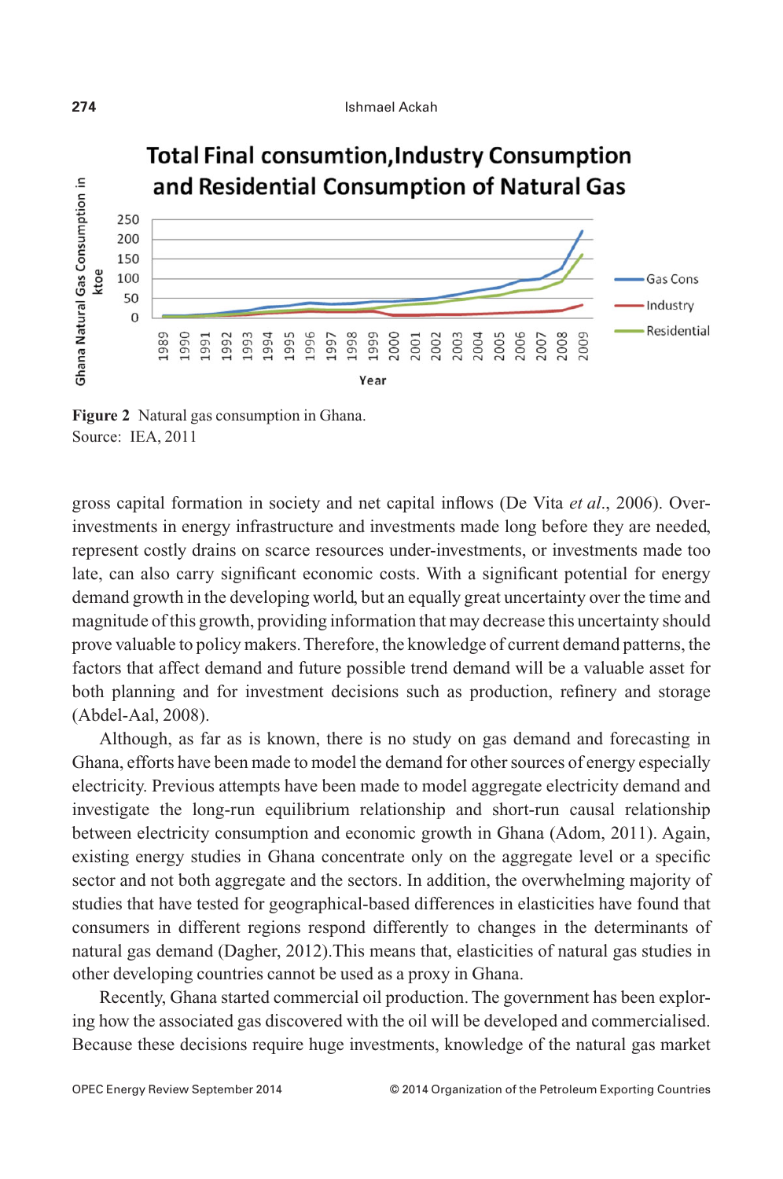Figure 2 Natural gas consumption in Ghana.
Source: IEA, 2011

gross capital formation in society and net capital inflows (De Vita *et al*., 2006). Over-investments in energy infrastructure and investments made long before they are needed, represent costly drains on scarce resources under-investments, or investments made too late, can also carry significant economic costs. With a significant potential for energy demand growth in the developing world, but an equally great uncertainty over the time and magnitude of this growth, providing information that may decrease this uncertainty should prove valuable to policy makers. Therefore, the knowledge of current demand patterns, the factors that affect demand and future possible trend demand will be a valuable asset for both planning and for investment decisions such as production, refinery and storage (Abdel-Aal, 2008).

Although, as far as is known, there is no study on gas demand and forecasting in Ghana, efforts have been made to model the demand for other sources of energy especially electricity. Previous attempts have been made to model aggregate electricity demand and investigate the long-run equilibrium relationship and short-run causal relationship between electricity consumption and economic growth in Ghana (Adom, 2011). Again, existing energy studies in Ghana concentrate only on the aggregate level or a specific sector and not both aggregate and the sectors. In addition, the overwhelming majority of studies that have tested for geographical-based differences in elasticities have found that consumers in different regions respond differently to changes in the determinants of natural gas demand (Dagher, 2012).This means that, elasticities of natural gas studies in other developing countries cannot be used as a proxy in Ghana.

Recently, Ghana started commercial oil production. The government has been exploring how the associated gas discovered with the oil will be developed and commercialised. Because these decisions require huge investments, knowledge of the natural gas market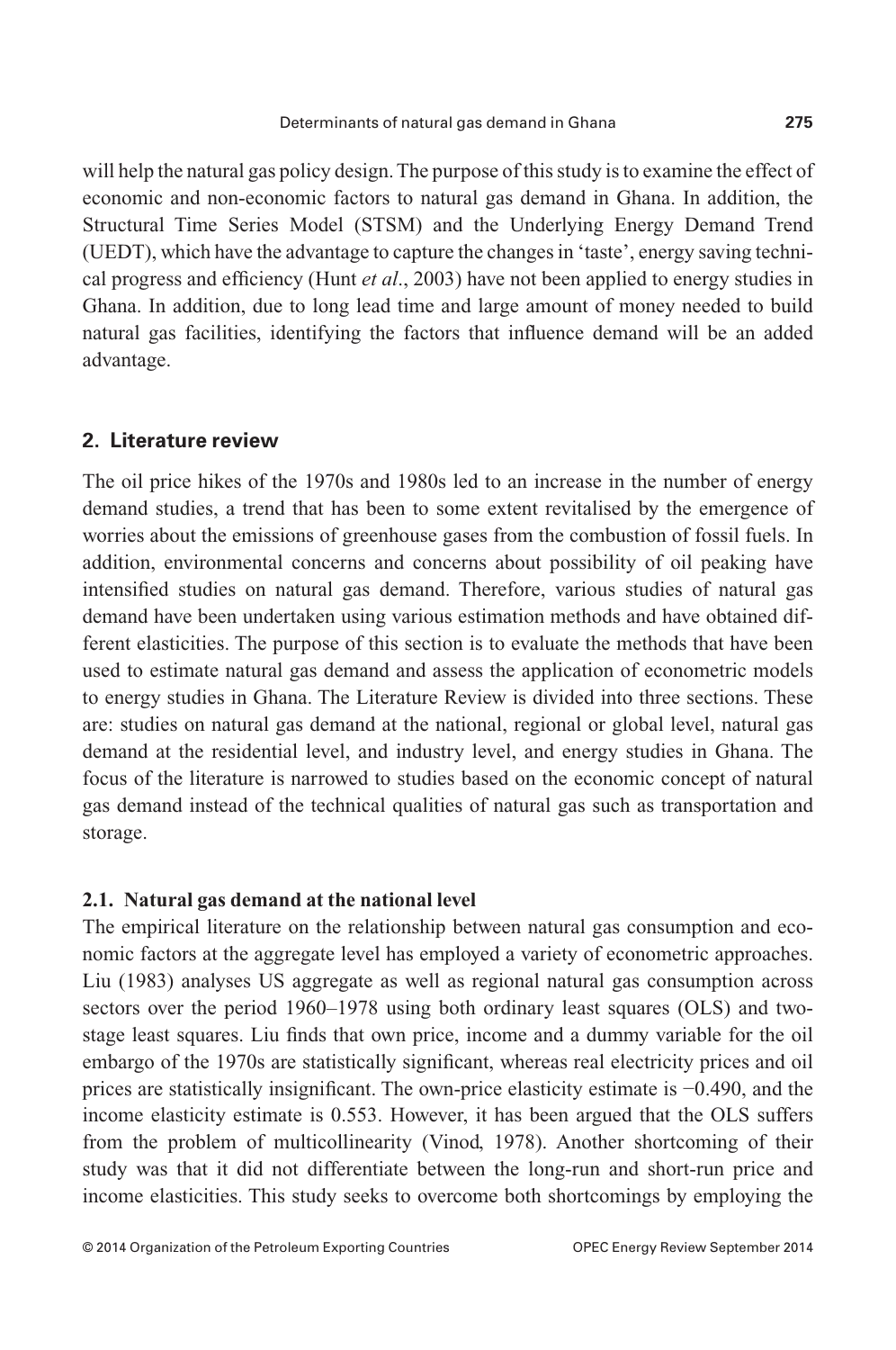will help the natural gas policy design. The purpose of this study is to examine the effect of economic and non-economic factors to natural gas demand in Ghana. In addition, the Structural Time Series Model (STSM) and the Underlying Energy Demand Trend (UEDT), which have the advantage to capture the changes in 'taste', energy saving technical progress and efficiency (Hunt *et al*., 2003) have not been applied to energy studies in Ghana. In addition, due to long lead time and large amount of money needed to build natural gas facilities, identifying the factors that influence demand will be an added advantage.

## 2. Literature review

The oil price hikes of the 1970s and 1980s led to an increase in the number of energy demand studies, a trend that has been to some extent revitalised by the emergence of worries about the emissions of greenhouse gases from the combustion of fossil fuels. In addition, environmental concerns and concerns about possibility of oil peaking have intensified studies on natural gas demand. Therefore, various studies of natural gas demand have been undertaken using various estimation methods and have obtained different elasticities. The purpose of this section is to evaluate the methods that have been used to estimate natural gas demand and assess the application of econometric models to energy studies in Ghana. The Literature Review is divided into three sections. These are: studies on natural gas demand at the national, regional or global level, natural gas demand at the residential level, and industry level, and energy studies in Ghana. The focus of the literature is narrowed to studies based on the economic concept of natural gas demand instead of the technical qualities of natural gas such as transportation and storage.

### 2.1. Natural gas demand at the national level

The empirical literature on the relationship between natural gas consumption and economic factors at the aggregate level has employed a variety of econometric approaches. Liu (1983) analyses US aggregate as well as regional natural gas consumption across sectors over the period 1960–1978 using both ordinary least squares (OLS) and two-stage least squares. Liu finds that own price, income and a dummy variable for the oil embargo of the 1970s are statistically significant, whereas real electricity prices and oil prices are statistically insignificant. The own-price elasticity estimate is −0.490, and the income elasticity estimate is 0.553. However, it has been argued that the OLS suffers from the problem of multicollinearity (Vinod, 1978). Another shortcoming of their study was that it did not differentiate between the long-run and short-run price and income elasticities. This study seeks to overcome both shortcomings by employing the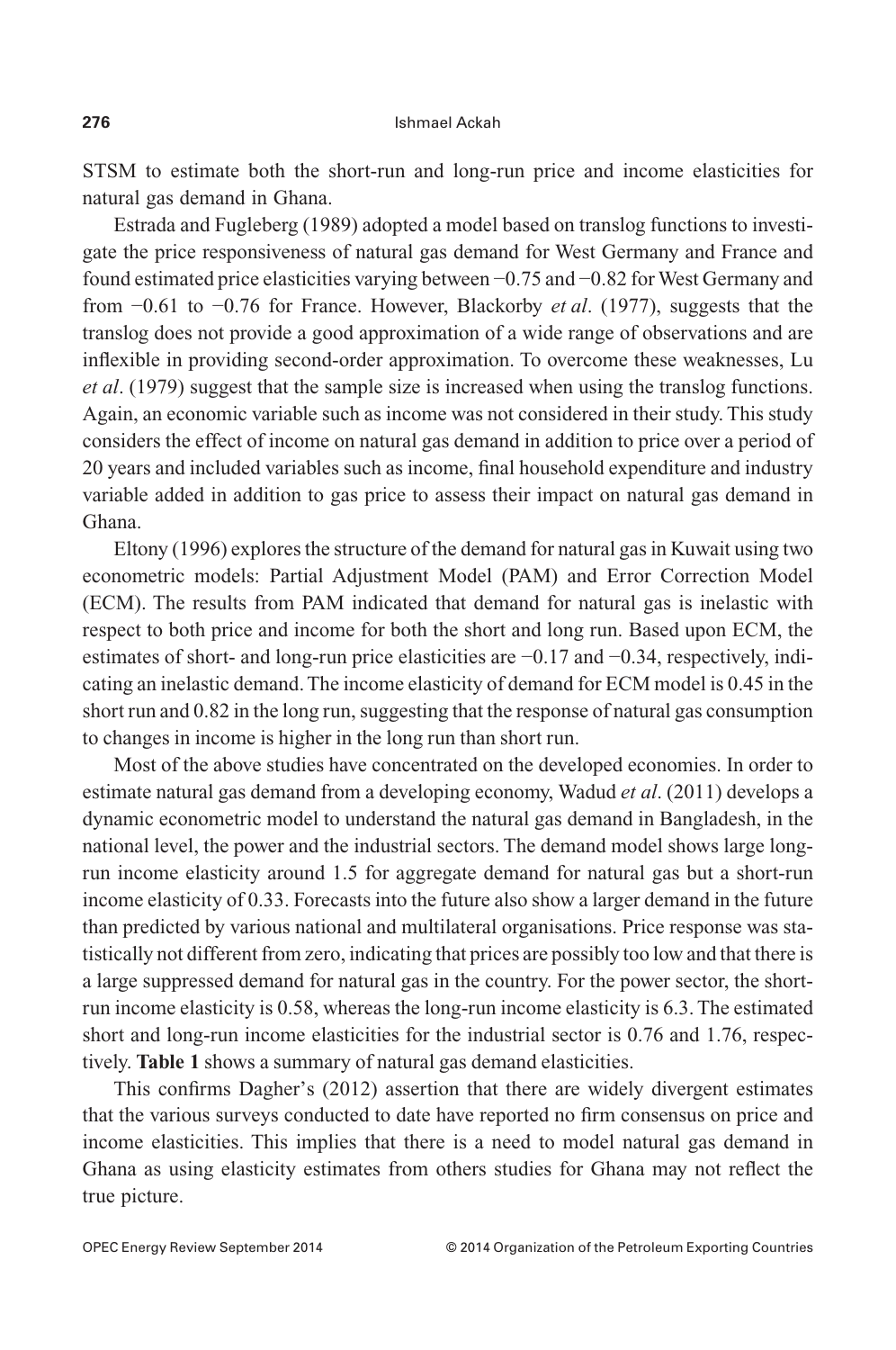STSM to estimate both the short-run and long-run price and income elasticities for natural gas demand in Ghana.

Estrada and Fugleberg (1989) adopted a model based on translog functions to investigate the price responsiveness of natural gas demand for West Germany and France and found estimated price elasticities varying between −0.75 and −0.82 for West Germany and from −0.61 to −0.76 for France. However, Blackorby *et al*. (1977), suggests that the translog does not provide a good approximation of a wide range of observations and are inflexible in providing second-order approximation. To overcome these weaknesses, Lu *et al*. (1979) suggest that the sample size is increased when using the translog functions. Again, an economic variable such as income was not considered in their study. This study considers the effect of income on natural gas demand in addition to price over a period of 20 years and included variables such as income, final household expenditure and industry variable added in addition to gas price to assess their impact on natural gas demand in Ghana.

Eltony (1996) explores the structure of the demand for natural gas in Kuwait using two econometric models: Partial Adjustment Model (PAM) and Error Correction Model (ECM). The results from PAM indicated that demand for natural gas is inelastic with respect to both price and income for both the short and long run. Based upon ECM, the estimates of short- and long-run price elasticities are −0.17 and −0.34, respectively, indicating an inelastic demand. The income elasticity of demand for ECM model is 0.45 in the short run and 0.82 in the long run, suggesting that the response of natural gas consumption to changes in income is higher in the long run than short run.

Most of the above studies have concentrated on the developed economies. In order to estimate natural gas demand from a developing economy, Wadud *et al*. (2011) develops a dynamic econometric model to understand the natural gas demand in Bangladesh, in the national level, the power and the industrial sectors. The demand model shows large long-run income elasticity around 1.5 for aggregate demand for natural gas but a short-run income elasticity of 0.33. Forecasts into the future also show a larger demand in the future than predicted by various national and multilateral organisations. Price response was statistically not different from zero, indicating that prices are possibly too low and that there is a large suppressed demand for natural gas in the country. For the power sector, the short-run income elasticity is 0.58, whereas the long-run income elasticity is 6.3. The estimated short and long-run income elasticities for the industrial sector is 0.76 and 1.76, respectively. **Table 1** shows a summary of natural gas demand elasticities.

This confirms Dagher's (2012) assertion that there are widely divergent estimates that the various surveys conducted to date have reported no firm consensus on price and income elasticities. This implies that there is a need to model natural gas demand in Ghana as using elasticity estimates from others studies for Ghana may not reflect the true picture.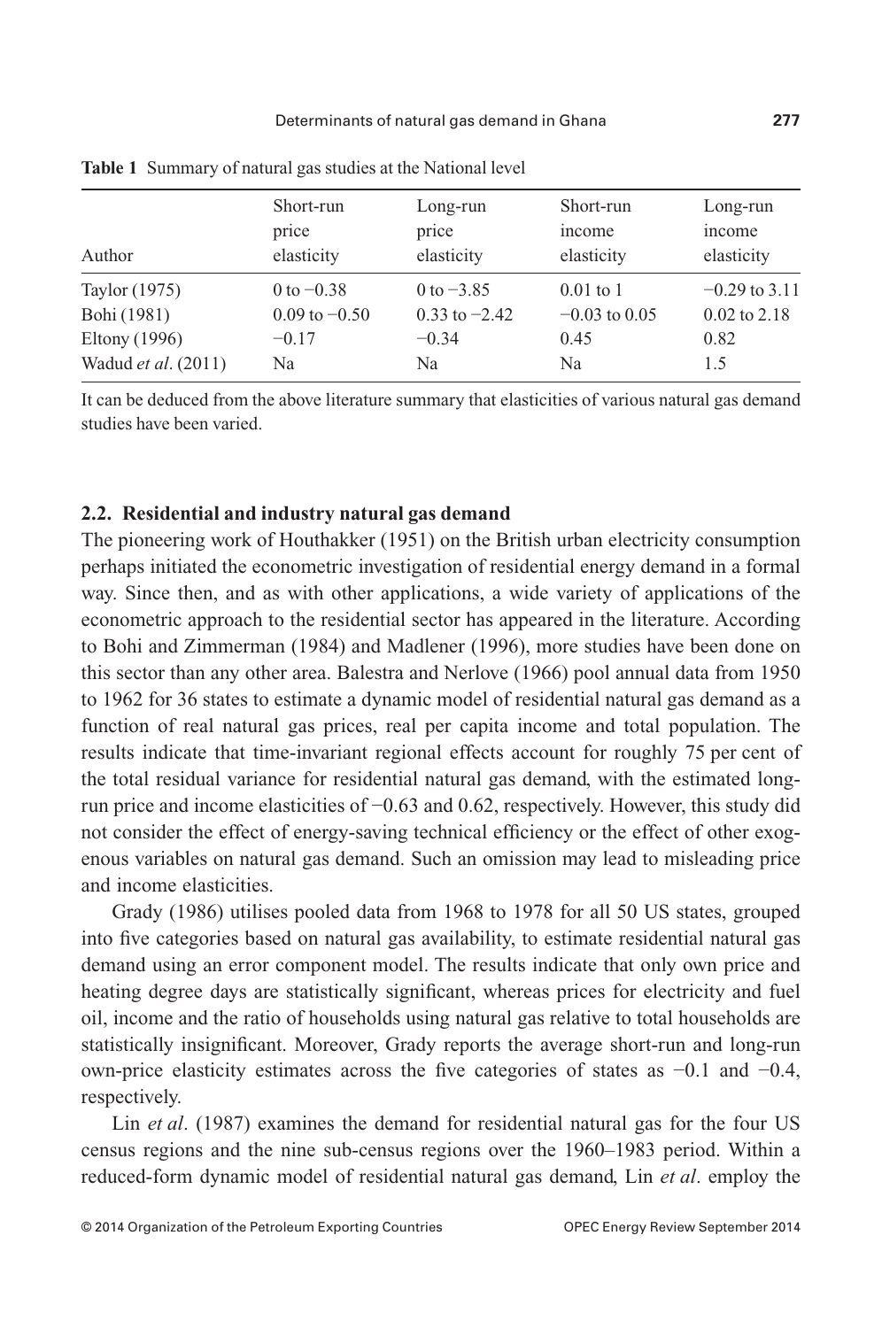**Table 1** Summary of natural gas studies at the National level

| Author | Short-run price elasticity | Long-run price elasticity | Short-run income elasticity | Long-run income elasticity |
|---|---|---|---|---|
| Taylor (1975) | 0 to −0.38 | 0 to −3.85 | 0.01 to 1 | −0.29 to 3.11 |
| Bohi (1981) | 0.09 to −0.50 | 0.33 to −2.42 | −0.03 to 0.05 | 0.02 to 2.18 |
| Eltony (1996) | −0.17 | −0.34 | 0.45 | 0.82 |
| Wadud *et al*. (2011) | Na | Na | Na | 1.5 |

It can be deduced from the above literature summary that elasticities of various natural gas demand studies have been varied.

### 2.2. Residential and industry natural gas demand

The pioneering work of Houthakker (1951) on the British urban electricity consumption perhaps initiated the econometric investigation of residential energy demand in a formal way. Since then, and as with other applications, a wide variety of applications of the econometric approach to the residential sector has appeared in the literature. According to Bohi and Zimmerman (1984) and Madlener (1996), more studies have been done on this sector than any other area. Balestra and Nerlove (1966) pool annual data from 1950 to 1962 for 36 states to estimate a dynamic model of residential natural gas demand as a function of real natural gas prices, real per capita income and total population. The results indicate that time-invariant regional effects account for roughly 75 per cent of the total residual variance for residential natural gas demand, with the estimated long-run price and income elasticities of −0.63 and 0.62, respectively. However, this study did not consider the effect of energy-saving technical efficiency or the effect of other exogenous variables on natural gas demand. Such an omission may lead to misleading price and income elasticities.

Grady (1986) utilises pooled data from 1968 to 1978 for all 50 US states, grouped into five categories based on natural gas availability, to estimate residential natural gas demand using an error component model. The results indicate that only own price and heating degree days are statistically significant, whereas prices for electricity and fuel oil, income and the ratio of households using natural gas relative to total households are statistically insignificant. Moreover, Grady reports the average short-run and long-run own-price elasticity estimates across the five categories of states as −0.1 and −0.4, respectively.

Lin *et al*. (1987) examines the demand for residential natural gas for the four US census regions and the nine sub-census regions over the 1960–1983 period. Within a reduced-form dynamic model of residential natural gas demand, Lin *et al*. employ the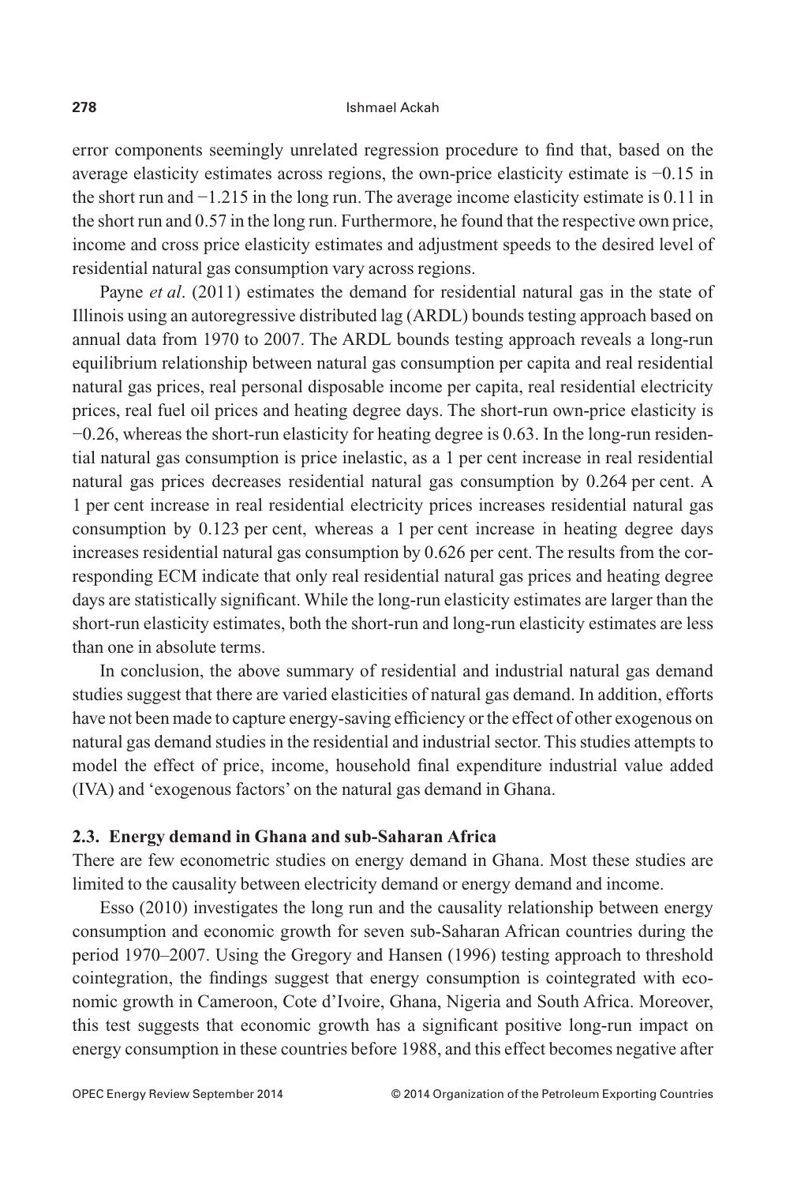error components seemingly unrelated regression procedure to find that, based on the average elasticity estimates across regions, the own-price elasticity estimate is −0.15 in the short run and −1.215 in the long run. The average income elasticity estimate is 0.11 in the short run and 0.57 in the long run. Furthermore, he found that the respective own price, income and cross price elasticity estimates and adjustment speeds to the desired level of residential natural gas consumption vary across regions.

Payne *et al*. (2011) estimates the demand for residential natural gas in the state of Illinois using an autoregressive distributed lag (ARDL) bounds testing approach based on annual data from 1970 to 2007. The ARDL bounds testing approach reveals a long-run equilibrium relationship between natural gas consumption per capita and real residential natural gas prices, real personal disposable income per capita, real residential electricity prices, real fuel oil prices and heating degree days. The short-run own-price elasticity is −0.26, whereas the short-run elasticity for heating degree is 0.63. In the long-run residential natural gas consumption is price inelastic, as a 1 per cent increase in real residential natural gas prices decreases residential natural gas consumption by 0.264 per cent. A 1 per cent increase in real residential electricity prices increases residential natural gas consumption by 0.123 per cent, whereas a 1 per cent increase in heating degree days increases residential natural gas consumption by 0.626 per cent. The results from the corresponding ECM indicate that only real residential natural gas prices and heating degree days are statistically significant. While the long-run elasticity estimates are larger than the short-run elasticity estimates, both the short-run and long-run elasticity estimates are less than one in absolute terms.

In conclusion, the above summary of residential and industrial natural gas demand studies suggest that there are varied elasticities of natural gas demand. In addition, efforts have not been made to capture energy-saving efficiency or the effect of other exogenous on natural gas demand studies in the residential and industrial sector. This studies attempts to model the effect of price, income, household final expenditure industrial value added (IVA) and 'exogenous factors' on the natural gas demand in Ghana.

### 2.3. Energy demand in Ghana and sub-Saharan Africa

There are few econometric studies on energy demand in Ghana. Most these studies are limited to the causality between electricity demand or energy demand and income.

Esso (2010) investigates the long run and the causality relationship between energy consumption and economic growth for seven sub-Saharan African countries during the period 1970–2007. Using the Gregory and Hansen (1996) testing approach to threshold cointegration, the findings suggest that energy consumption is cointegrated with economic growth in Cameroon, Cote d'Ivoire, Ghana, Nigeria and South Africa. Moreover, this test suggests that economic growth has a significant positive long-run impact on energy consumption in these countries before 1988, and this effect becomes negative after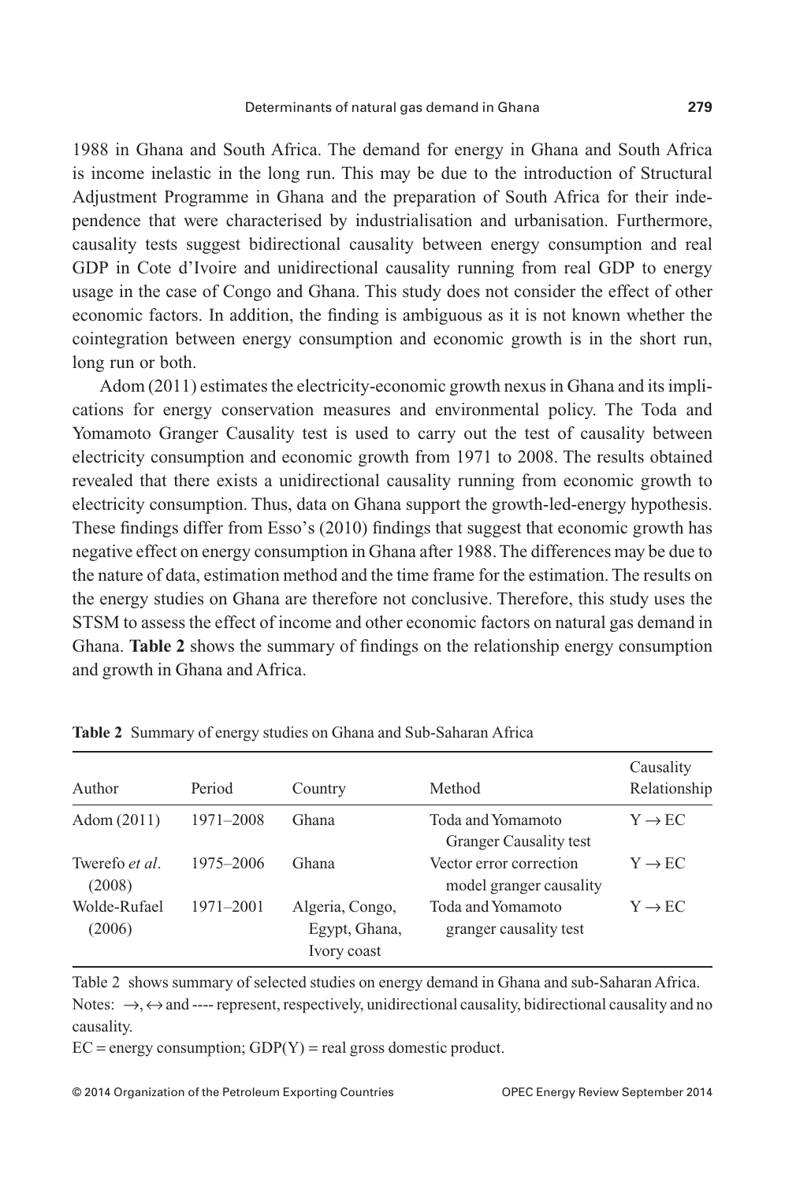1988 in Ghana and South Africa. The demand for energy in Ghana and South Africa is income inelastic in the long run. This may be due to the introduction of Structural Adjustment Programme in Ghana and the preparation of South Africa for their independence that were characterised by industrialisation and urbanisation. Furthermore, causality tests suggest bidirectional causality between energy consumption and real GDP in Cote d'Ivoire and unidirectional causality running from real GDP to energy usage in the case of Congo and Ghana. This study does not consider the effect of other economic factors. In addition, the finding is ambiguous as it is not known whether the cointegration between energy consumption and economic growth is in the short run, long run or both.

Adom (2011) estimates the electricity-economic growth nexus in Ghana and its implications for energy conservation measures and environmental policy. The Toda and Yomamoto Granger Causality test is used to carry out the test of causality between electricity consumption and economic growth from 1971 to 2008. The results obtained revealed that there exists a unidirectional causality running from economic growth to electricity consumption. Thus, data on Ghana support the growth-led-energy hypothesis. These findings differ from Esso's (2010) findings that suggest that economic growth has negative effect on energy consumption in Ghana after 1988. The differences may be due to the nature of data, estimation method and the time frame for the estimation. The results on the energy studies on Ghana are therefore not conclusive. Therefore, this study uses the STSM to assess the effect of income and other economic factors on natural gas demand in Ghana. **Table 2** shows the summary of findings on the relationship energy consumption and growth in Ghana and Africa.

**Table 2** Summary of energy studies on Ghana and Sub-Saharan Africa

| Author | Period | Country | Method | Causality Relationship |
|---|---|---|---|---|
| Adom (2011) | 1971–2008 | Ghana | Toda and Yomamoto Granger Causality test | $Y \rightarrow EC$ |
| Twerefo *et al*. (2008) | 1975–2006 | Ghana | Vector error correction model granger causality | $Y \rightarrow EC$ |
| Wolde-Rufael (2006) | 1971–2001 | Algeria, Congo, Egypt, Ghana, Ivory coast | Toda and Yomamoto granger causality test | $Y \rightarrow EC$ |

Table 2 shows summary of selected studies on energy demand in Ghana and sub-Saharan Africa.
Notes: $\rightarrow$, $\leftrightarrow$ and ---- represent, respectively, unidirectional causality, bidirectional causality and no causality.
EC = energy consumption; GDP(Y) = real gross domestic product.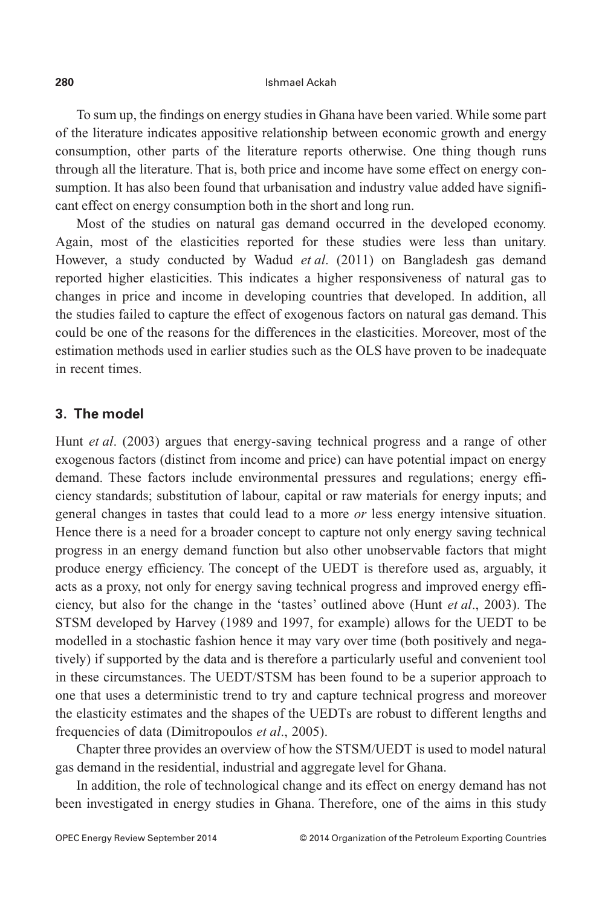To sum up, the findings on energy studies in Ghana have been varied. While some part of the literature indicates appositive relationship between economic growth and energy consumption, other parts of the literature reports otherwise. One thing though runs through all the literature. That is, both price and income have some effect on energy consumption. It has also been found that urbanisation and industry value added have significant effect on energy consumption both in the short and long run.

Most of the studies on natural gas demand occurred in the developed economy. Again, most of the elasticities reported for these studies were less than unitary. However, a study conducted by Wadud *et al*. (2011) on Bangladesh gas demand reported higher elasticities. This indicates a higher responsiveness of natural gas to changes in price and income in developing countries that developed. In addition, all the studies failed to capture the effect of exogenous factors on natural gas demand. This could be one of the reasons for the differences in the elasticities. Moreover, most of the estimation methods used in earlier studies such as the OLS have proven to be inadequate in recent times.

## 3. The model

Hunt *et al*. (2003) argues that energy-saving technical progress and a range of other exogenous factors (distinct from income and price) can have potential impact on energy demand. These factors include environmental pressures and regulations; energy efficiency standards; substitution of labour, capital or raw materials for energy inputs; and general changes in tastes that could lead to a more *or* less energy intensive situation. Hence there is a need for a broader concept to capture not only energy saving technical progress in an energy demand function but also other unobservable factors that might produce energy efficiency. The concept of the UEDT is therefore used as, arguably, it acts as a proxy, not only for energy saving technical progress and improved energy efficiency, but also for the change in the 'tastes' outlined above (Hunt *et al*., 2003). The STSM developed by Harvey (1989 and 1997, for example) allows for the UEDT to be modelled in a stochastic fashion hence it may vary over time (both positively and negatively) if supported by the data and is therefore a particularly useful and convenient tool in these circumstances. The UEDT/STSM has been found to be a superior approach to one that uses a deterministic trend to try and capture technical progress and moreover the elasticity estimates and the shapes of the UEDTs are robust to different lengths and frequencies of data (Dimitropoulos *et al*., 2005).

Chapter three provides an overview of how the STSM/UEDT is used to model natural gas demand in the residential, industrial and aggregate level for Ghana.

In addition, the role of technological change and its effect on energy demand has not been investigated in energy studies in Ghana. Therefore, one of the aims in this study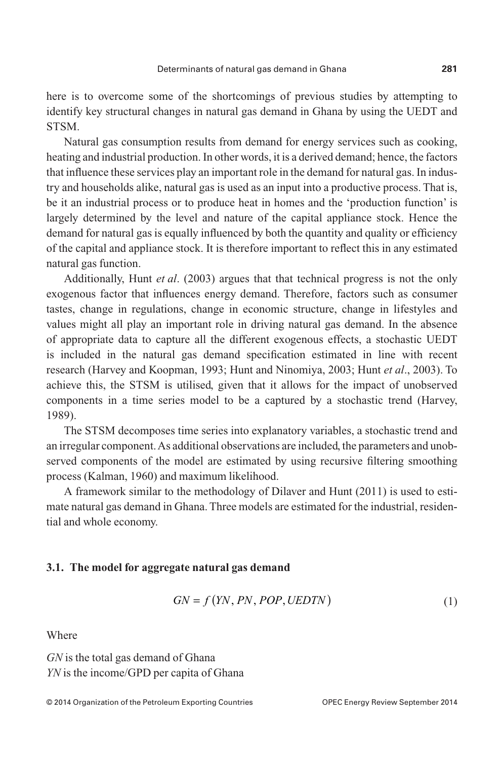here is to overcome some of the shortcomings of previous studies by attempting to identify key structural changes in natural gas demand in Ghana by using the UEDT and STSM.

Natural gas consumption results from demand for energy services such as cooking, heating and industrial production. In other words, it is a derived demand; hence, the factors that influence these services play an important role in the demand for natural gas. In industry and households alike, natural gas is used as an input into a productive process. That is, be it an industrial process or to produce heat in homes and the 'production function' is largely determined by the level and nature of the capital appliance stock. Hence the demand for natural gas is equally influenced by both the quantity and quality or efficiency of the capital and appliance stock. It is therefore important to reflect this in any estimated natural gas function.

Additionally, Hunt *et al*. (2003) argues that that technical progress is not the only exogenous factor that influences energy demand. Therefore, factors such as consumer tastes, change in regulations, change in economic structure, change in lifestyles and values might all play an important role in driving natural gas demand. In the absence of appropriate data to capture all the different exogenous effects, a stochastic UEDT is included in the natural gas demand specification estimated in line with recent research (Harvey and Koopman, 1993; Hunt and Ninomiya, 2003; Hunt *et al*., 2003). To achieve this, the STSM is utilised, given that it allows for the impact of unobserved components in a time series model to be a captured by a stochastic trend (Harvey, 1989).

The STSM decomposes time series into explanatory variables, a stochastic trend and an irregular component. As additional observations are included, the parameters and unobserved components of the model are estimated by using recursive filtering smoothing process (Kalman, 1960) and maximum likelihood.

A framework similar to the methodology of Dilaver and Hunt (2011) is used to estimate natural gas demand in Ghana. Three models are estimated for the industrial, residential and whole economy.

### 3.1. The model for aggregate natural gas demand

$$GN = f\left(YN, PN, POP, UEDTN\right) \tag{1}$$

Where

*GN* is the total gas demand of Ghana
*YN* is the income/GPD per capita of Ghana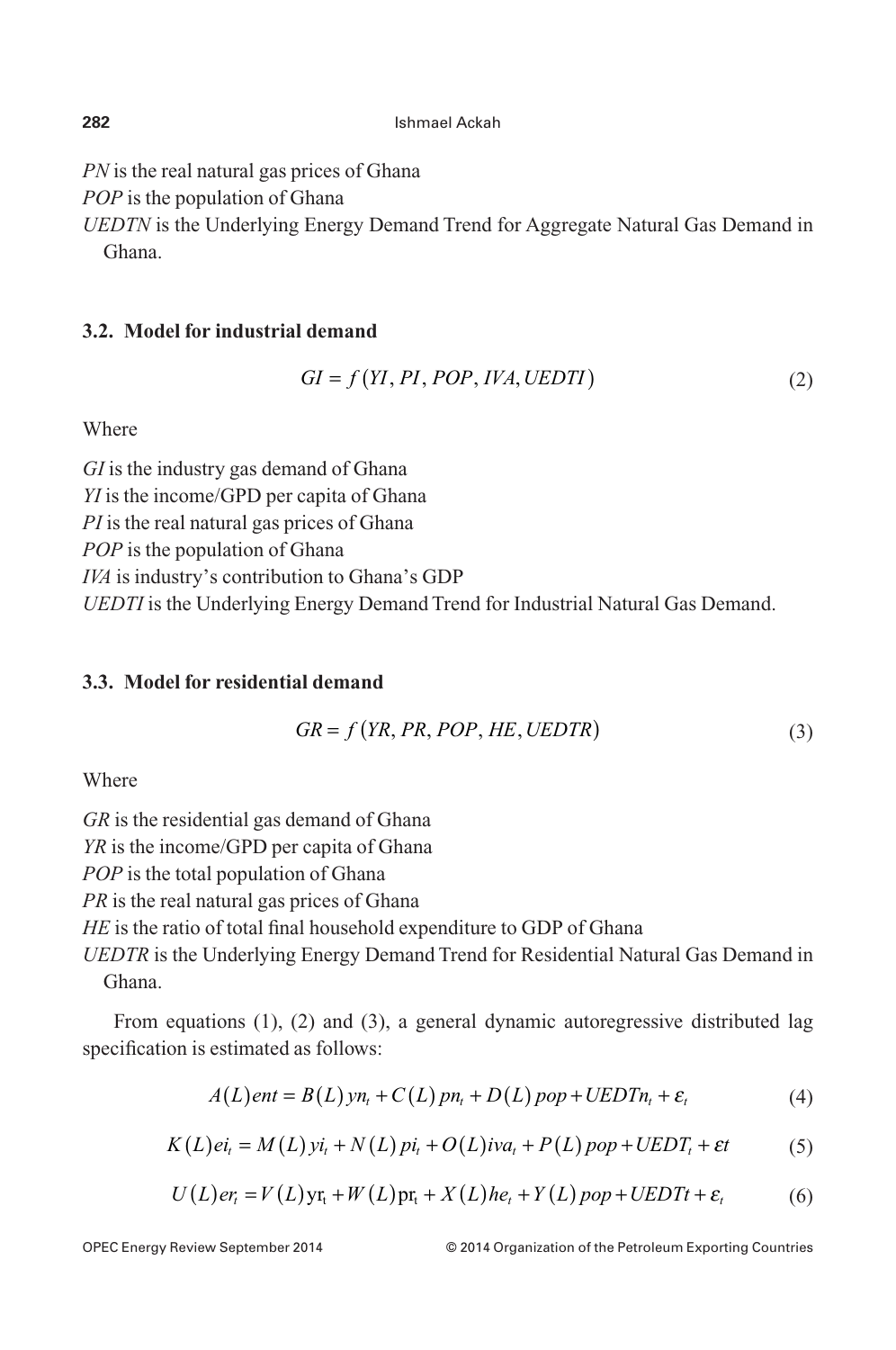*PN* is the real natural gas prices of Ghana
*POP* is the population of Ghana
*UEDTN* is the Underlying Energy Demand Trend for Aggregate Natural Gas Demand in Ghana.

### 3.2. Model for industrial demand

$$GI = f(YI, PI, POP, IVA, UEDTI) \tag{2}$$

Where

*GI* is the industry gas demand of Ghana
*YI* is the income/GPD per capita of Ghana
*PI* is the real natural gas prices of Ghana
*POP* is the population of Ghana
*IVA* is industry's contribution to Ghana's GDP
*UEDTI* is the Underlying Energy Demand Trend for Industrial Natural Gas Demand.

### 3.3. Model for residential demand

$$GR = f(YR, PR, POP, HE, UEDTR) \tag{3}$$

Where

*GR* is the residential gas demand of Ghana
*YR* is the income/GPD per capita of Ghana
*POP* is the total population of Ghana
*PR* is the real natural gas prices of Ghana
*HE* is the ratio of total final household expenditure to GDP of Ghana
*UEDTR* is the Underlying Energy Demand Trend for Residential Natural Gas Demand in Ghana.

From equations (1), (2) and (3), a general dynamic autoregressive distributed lag specification is estimated as follows:

$$A(L)ent = B(L)yn_t + C(L)pn_t + D(L)pop + UEDTn_t + \varepsilon_t \tag{4}$$

$$K(L)ei_t = M(L)yi_t + N(L)pi_t + O(L)iva_t + P(L)pop + UEDT_t + \varepsilon t \tag{5}$$

$$U(L)er_t = V(L)\mathrm{yr}_t + W(L)\mathrm{pr}_t + X(L)he_t + Y(L)pop + UEDTt + \varepsilon_t \tag{6}$$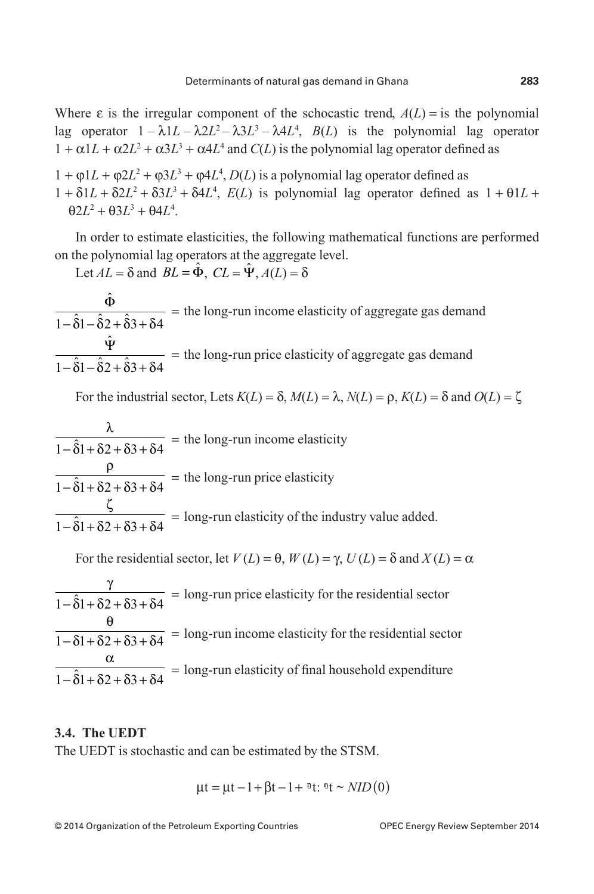Where ε is the irregular component of the schocastic trend, $A(L) =$ is the polynomial lag operator $1 - \lambda 1L - \lambda 2L^2 - \lambda 3L^3 - \lambda 4L^4$, $B(L)$ is the polynomial lag operator $1 + \alpha 1L + \alpha 2L^2 + \alpha 3L^3 + \alpha 4L^4$ and $C(L)$ is the polynomial lag operator defined as

$1 + \varphi 1L + \varphi 2L^2 + \varphi 3L^3 + \varphi 4L^4$, $D(L)$ is a polynomial lag operator defined as $1 + \delta 1L + \delta 2L^2 + \delta 3L^3 + \delta 4L^4$, $E(L)$ is polynomial lag operator defined as $1 + \theta 1L + \theta 2L^2 + \theta 3L^3 + \theta 4L^4$.

In order to estimate elasticities, the following mathematical functions are performed on the polynomial lag operators at the aggregate level.

Let $AL = \delta$ and $BL = \hat{\Phi}$, $CL = \hat{\Psi}$, $A(L) = \delta$

$$\frac{\hat{\Phi}}{1 - \hat{\delta}1 - \hat{\delta}2 + \hat{\delta}3 + \delta 4} = \text{the long-run income elasticity of aggregate gas demand}$$

$$\frac{\hat{\Psi}}{1 - \hat{\delta}1 - \hat{\delta}2 + \hat{\delta}3 + \delta 4} = \text{the long-run price elasticity of aggregate gas demand}$$

For the industrial sector, Lets $K(L) = \delta$, $M(L) = \lambda$, $N(L) = \rho$, $K(L) = \delta$ and $O(L) = \zeta$

$$\frac{\lambda}{1 - \hat{\delta}1 + \delta 2 + \delta 3 + \delta 4} = \text{the long-run income elasticity}$$

$$\frac{\rho}{1 - \hat{\delta}1 + \delta 2 + \delta 3 + \delta 4} = \text{the long-run price elasticity}$$

$$\frac{\zeta}{1 - \hat{\delta}1 + \delta 2 + \delta 3 + \delta 4} = \text{long-run elasticity of the industry value added.}$$

For the residential sector, let $V(L) = \theta$, $W(L) = \gamma$, $U(L) = \delta$ and $X(L) = \alpha$

$$\frac{\gamma}{1 - \hat{\delta}1 + \delta 2 + \delta 3 + \delta 4} = \text{long-run price elasticity for the residential sector}$$

$$\frac{\theta}{1 - \delta 1 + \delta 2 + \delta 3 + \delta 4} = \text{long-run income elasticity for the residential sector}$$

$$\frac{\alpha}{1 - \hat{\delta}1 + \delta 2 + \delta 3 + \delta 4} = \text{long-run elasticity of final household expenditure}$$

### 3.4. The UEDT

The UEDT is stochastic and can be estimated by the STSM.

$$\mu t = \mu t - 1 + \beta t - 1 + \eta t : \eta t \sim NID(0)$$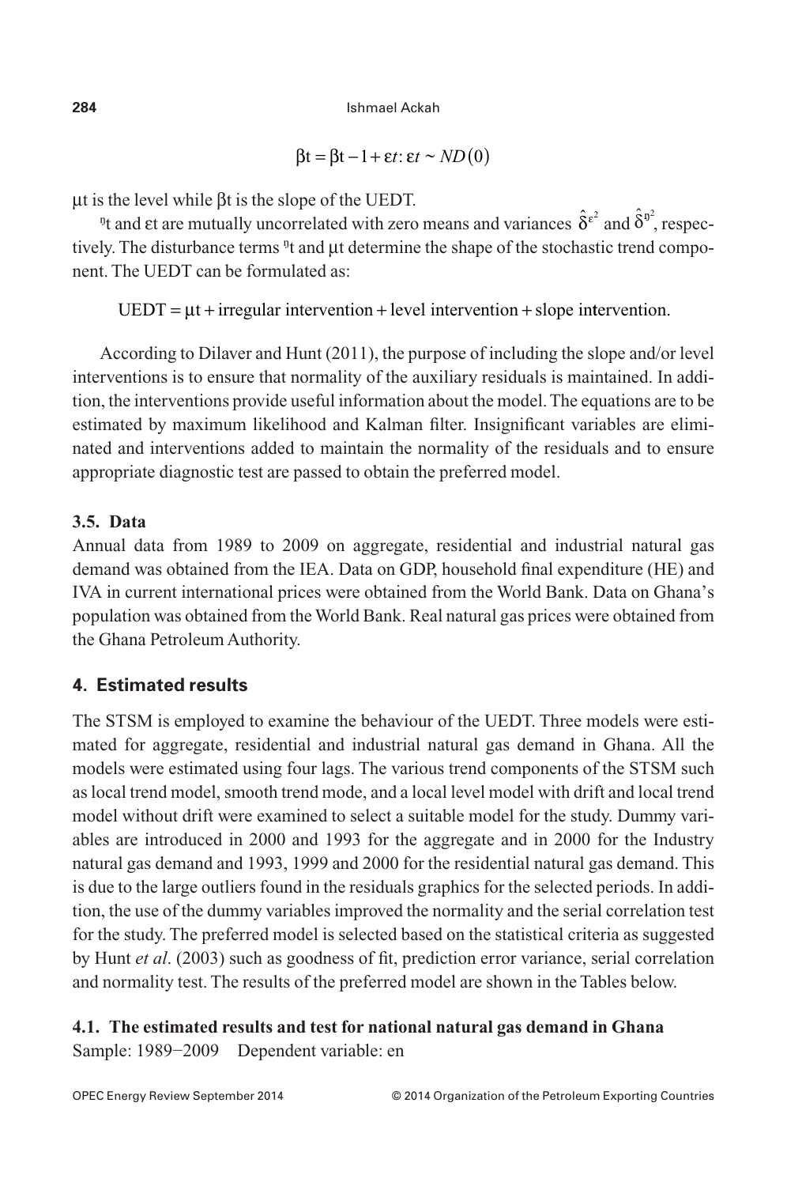$$\beta t = \beta t - 1 + \varepsilon t : \varepsilon t \sim ND(0)$$

μt is the level while βt is the slope of the UEDT.

ŋt and εt are mutually uncorrelated with zero means and variances $\hat{\delta}^{\varepsilon^2}$ and $\hat{\delta}^{\eta^2}$, respectively. The disturbance terms ŋt and μt determine the shape of the stochastic trend component. The UEDT can be formulated as:

$$\text{UEDT} = \mu t + \text{irregular intervention} + \text{level intervention} + \text{slope intervention}.$$

According to Dilaver and Hunt (2011), the purpose of including the slope and/or level interventions is to ensure that normality of the auxiliary residuals is maintained. In addition, the interventions provide useful information about the model. The equations are to be estimated by maximum likelihood and Kalman filter. Insignificant variables are eliminated and interventions added to maintain the normality of the residuals and to ensure appropriate diagnostic test are passed to obtain the preferred model.

### 3.5. Data

Annual data from 1989 to 2009 on aggregate, residential and industrial natural gas demand was obtained from the IEA. Data on GDP, household final expenditure (HE) and IVA in current international prices were obtained from the World Bank. Data on Ghana's population was obtained from the World Bank. Real natural gas prices were obtained from the Ghana Petroleum Authority.

## 4. Estimated results

The STSM is employed to examine the behaviour of the UEDT. Three models were estimated for aggregate, residential and industrial natural gas demand in Ghana. All the models were estimated using four lags. The various trend components of the STSM such as local trend model, smooth trend mode, and a local level model with drift and local trend model without drift were examined to select a suitable model for the study. Dummy variables are introduced in 2000 and 1993 for the aggregate and in 2000 for the Industry natural gas demand and 1993, 1999 and 2000 for the residential natural gas demand. This is due to the large outliers found in the residuals graphics for the selected periods. In addition, the use of the dummy variables improved the normality and the serial correlation test for the study. The preferred model is selected based on the statistical criteria as suggested by Hunt *et al*. (2003) such as goodness of fit, prediction error variance, serial correlation and normality test. The results of the preferred model are shown in the Tables below.

### 4.1. The estimated results and test for national natural gas demand in Ghana

Sample: 1989−2009 Dependent variable: en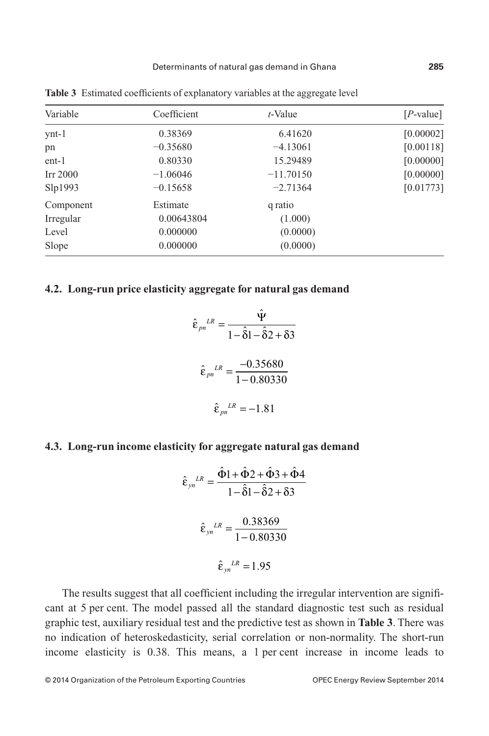**Table 3** Estimated coefficients of explanatory variables at the aggregate level

| Variable | Coefficient | *t*-Value | [*P*-value] |
|---|---|---|---|
| ynt-1 | 0.38369 | 6.41620 | [0.00002] |
| pn | −0.35680 | −4.13061 | [0.00118] |
| ent-1 | 0.80330 | 15.29489 | [0.00000] |
| Irr 2000 | −1.06046 | −11.70150 | [0.00000] |
| Slp1993 | −0.15658 | −2.71364 | [0.01773] |
| Component | Estimate | q ratio | |
| Irregular | 0.00643804 | (1.000) | |
| Level | 0.000000 | (0.0000) | |
| Slope | 0.000000 | (0.0000) | |

### 4.2. Long-run price elasticity aggregate for natural gas demand

$$\hat{\varepsilon}_{pn}{}^{LR} = \frac{\hat{\Psi}}{1 - \hat{\delta}1 - \hat{\delta}2 + \delta 3}$$

$$\hat{\varepsilon}_{pn}{}^{LR} = \frac{-0.35680}{1 - 0.80330}$$

$$\hat{\varepsilon}_{pn}{}^{LR} = -1.81$$

### 4.3. Long-run income elasticity for aggregate natural gas demand

$$\hat{\varepsilon}_{yn}{}^{LR} = \frac{\hat{\Phi}1 + \hat{\Phi}2 + \hat{\Phi}3 + \hat{\Phi}4}{1 - \hat{\delta}1 - \hat{\delta}2 + \delta 3}$$

$$\hat{\varepsilon}_{yn}{}^{LR} = \frac{0.38369}{1 - 0.80330}$$

$$\hat{\varepsilon}_{yn}{}^{LR} = 1.95$$

The results suggest that all coefficient including the irregular intervention are significant at 5 per cent. The model passed all the standard diagnostic test such as residual graphic test, auxiliary residual test and the predictive test as shown in **Table 3**. There was no indication of heteroskedasticity, serial correlation or non-normality. The short-run income elasticity is 0.38. This means, a 1 per cent increase in income leads to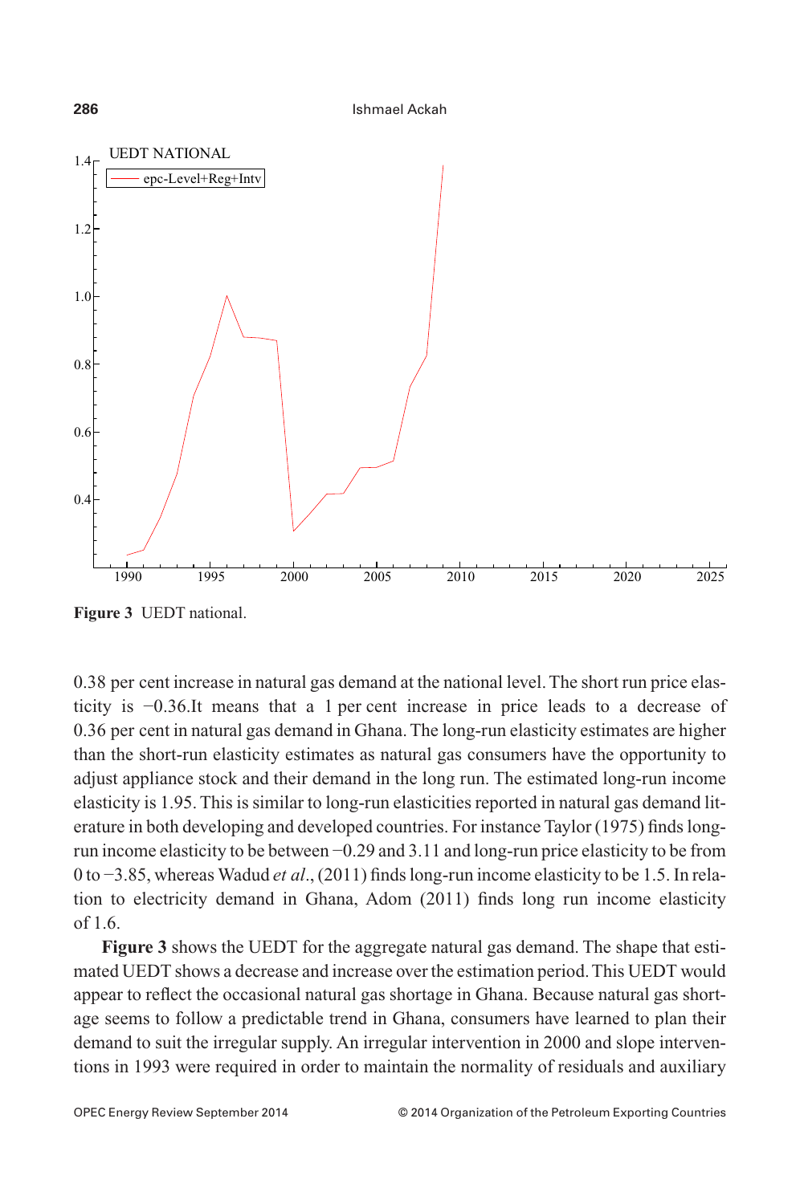Figure 3  UEDT national.

0.38 per cent increase in natural gas demand at the national level. The short run price elasticity is −0.36.It means that a 1 per cent increase in price leads to a decrease of 0.36 per cent in natural gas demand in Ghana. The long-run elasticity estimates are higher than the short-run elasticity estimates as natural gas consumers have the opportunity to adjust appliance stock and their demand in the long run. The estimated long-run income elasticity is 1.95. This is similar to long-run elasticities reported in natural gas demand literature in both developing and developed countries. For instance Taylor (1975) finds long-run income elasticity to be between −0.29 and 3.11 and long-run price elasticity to be from 0 to −3.85, whereas Wadud *et al*., (2011) finds long-run income elasticity to be 1.5. In relation to electricity demand in Ghana, Adom (2011) finds long run income elasticity of 1.6.

**Figure 3** shows the UEDT for the aggregate natural gas demand. The shape that estimated UEDT shows a decrease and increase over the estimation period. This UEDT would appear to reflect the occasional natural gas shortage in Ghana. Because natural gas shortage seems to follow a predictable trend in Ghana, consumers have learned to plan their demand to suit the irregular supply. An irregular intervention in 2000 and slope interventions in 1993 were required in order to maintain the normality of residuals and auxiliary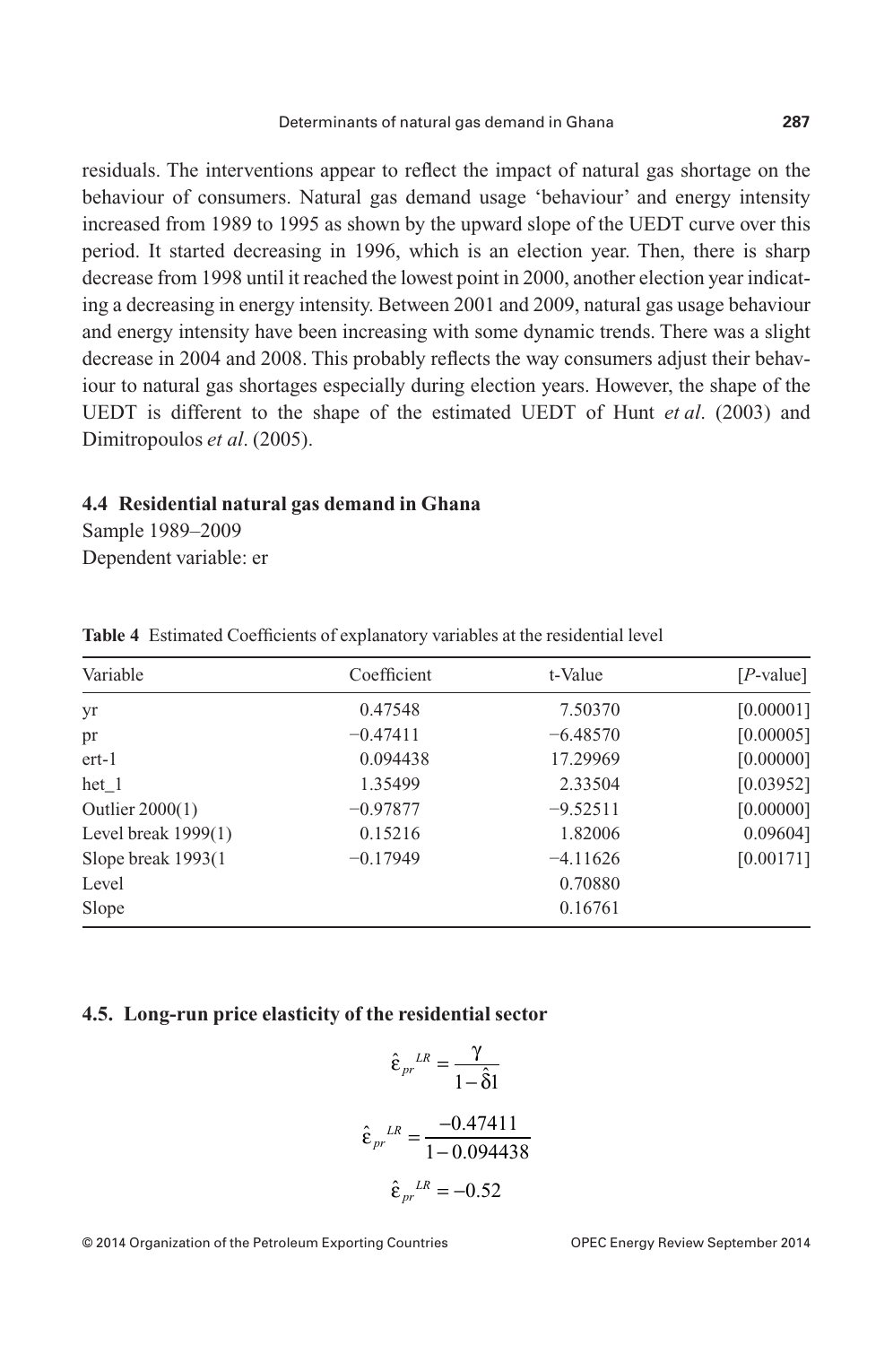residuals. The interventions appear to reflect the impact of natural gas shortage on the behaviour of consumers. Natural gas demand usage 'behaviour' and energy intensity increased from 1989 to 1995 as shown by the upward slope of the UEDT curve over this period. It started decreasing in 1996, which is an election year. Then, there is sharp decrease from 1998 until it reached the lowest point in 2000, another election year indicating a decreasing in energy intensity. Between 2001 and 2009, natural gas usage behaviour and energy intensity have been increasing with some dynamic trends. There was a slight decrease in 2004 and 2008. This probably reflects the way consumers adjust their behaviour to natural gas shortages especially during election years. However, the shape of the UEDT is different to the shape of the estimated UEDT of Hunt *et al*. (2003) and Dimitropoulos *et al*. (2005).

### 4.4 Residential natural gas demand in Ghana

Sample 1989–2009

Dependent variable: er

**Table 4** Estimated Coefficients of explanatory variables at the residential level

| Variable | Coefficient | t-Value | [*P*-value] |
|---|---|---|---|
| yr | 0.47548 | 7.50370 | [0.00001] |
| pr | −0.47411 | −6.48570 | [0.00005] |
| ert-1 | 0.094438 | 17.29969 | [0.00000] |
| het_1 | 1.35499 | 2.33504 | [0.03952] |
| Outlier 2000(1) | −0.97877 | −9.52511 | [0.00000] |
| Level break 1999(1) | 0.15216 | 1.82006 | 0.09604] |
| Slope break 1993(1 | −0.17949 | −4.11626 | [0.00171] |
| Level | | 0.70880 | |
| Slope | | 0.16761 | |

### 4.5. Long-run price elasticity of the residential sector

$$\hat{\varepsilon}_{pr}{}^{LR} = \frac{\gamma}{1 - \hat{\delta}1}$$

$$\hat{\varepsilon}_{pr}{}^{LR} = \frac{-0.47411}{1 - 0.094438}$$

$$\hat{\varepsilon}_{pr}{}^{LR} = -0.52$$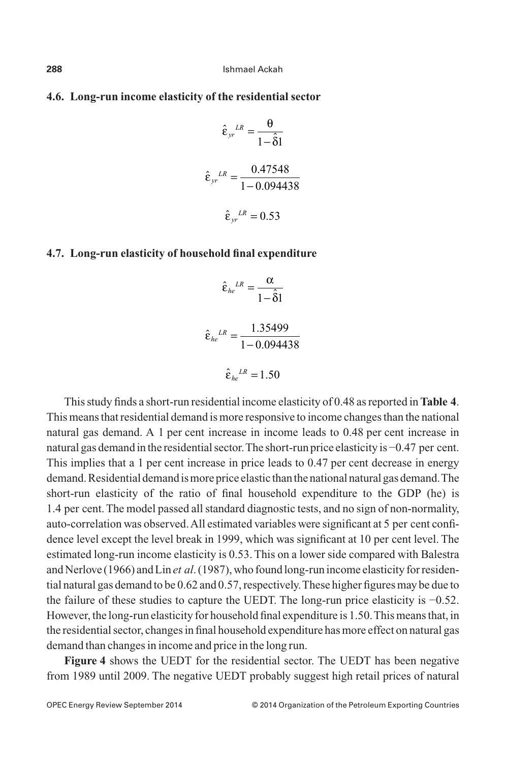### 4.6. Long-run income elasticity of the residential sector

$$\hat{\varepsilon}_{yr}{}^{LR} = \frac{\theta}{1-\hat{\delta}1}$$

$$\hat{\varepsilon}_{yr}{}^{LR} = \frac{0.47548}{1-0.094438}$$

$$\hat{\varepsilon}_{yr}{}^{LR} = 0.53$$

### 4.7. Long-run elasticity of household final expenditure

$$\hat{\varepsilon}_{he}{}^{LR} = \frac{\alpha}{1-\hat{\delta}1}$$

$$\hat{\varepsilon}_{he}{}^{LR} = \frac{1.35499}{1-0.094438}$$

$$\hat{\varepsilon}_{he}{}^{LR} = 1.50$$

This study finds a short-run residential income elasticity of 0.48 as reported in **Table 4**. This means that residential demand is more responsive to income changes than the national natural gas demand. A 1 per cent increase in income leads to 0.48 per cent increase in natural gas demand in the residential sector. The short-run price elasticity is −0.47 per cent. This implies that a 1 per cent increase in price leads to 0.47 per cent decrease in energy demand. Residential demand is more price elastic than the national natural gas demand. The short-run elasticity of the ratio of final household expenditure to the GDP (he) is 1.4 per cent. The model passed all standard diagnostic tests, and no sign of non-normality, auto-correlation was observed. All estimated variables were significant at 5 per cent confidence level except the level break in 1999, which was significant at 10 per cent level. The estimated long-run income elasticity is 0.53. This on a lower side compared with Balestra and Nerlove (1966) and Lin *et al*. (1987), who found long-run income elasticity for residential natural gas demand to be 0.62 and 0.57, respectively. These higher figures may be due to the failure of these studies to capture the UEDT. The long-run price elasticity is −0.52. However, the long-run elasticity for household final expenditure is 1.50. This means that, in the residential sector, changes in final household expenditure has more effect on natural gas demand than changes in income and price in the long run.

**Figure 4** shows the UEDT for the residential sector. The UEDT has been negative from 1989 until 2009. The negative UEDT probably suggest high retail prices of natural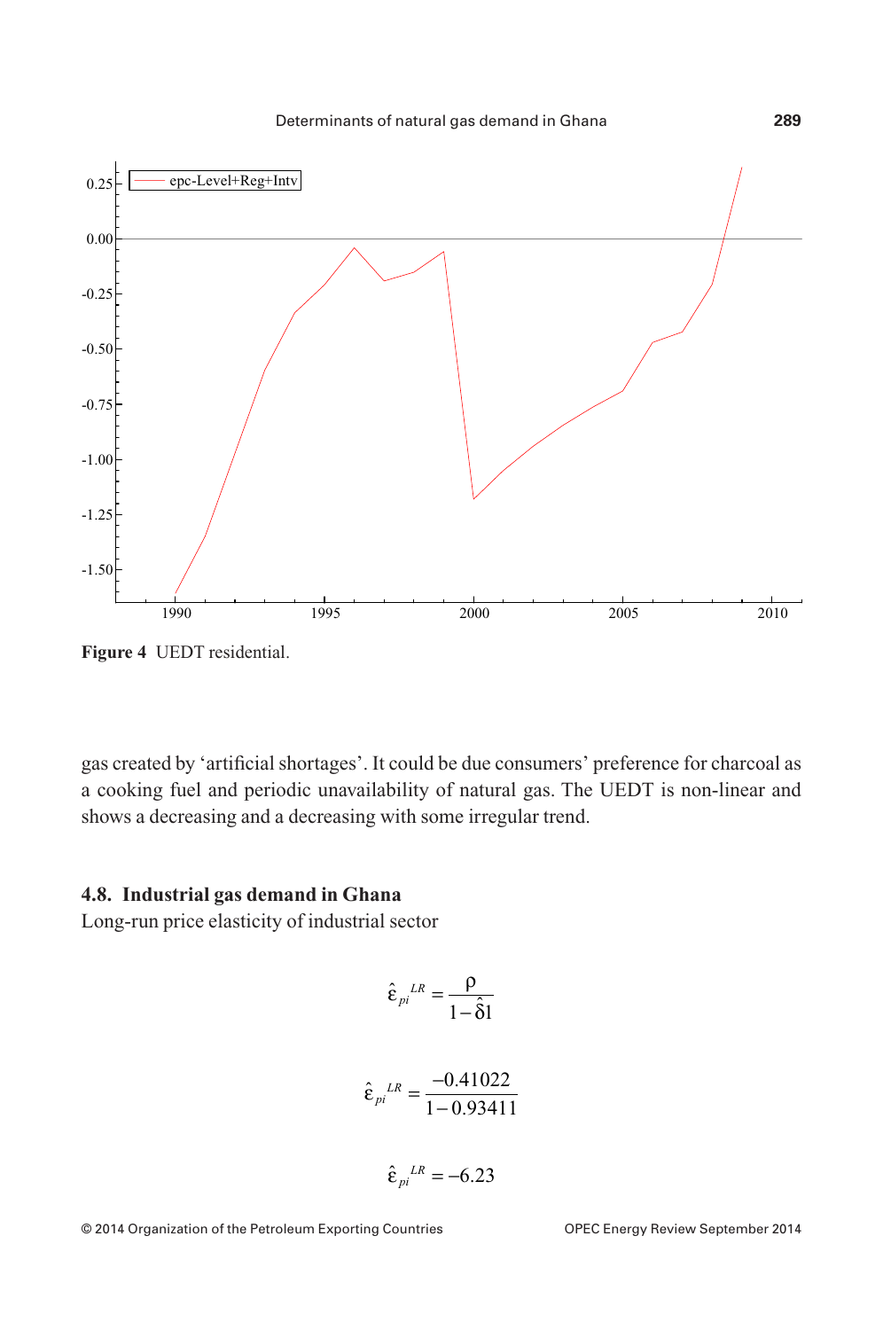**Figure 4** UEDT residential.

gas created by 'artificial shortages'. It could be due consumers' preference for charcoal as a cooking fuel and periodic unavailability of natural gas. The UEDT is non-linear and shows a decreasing and a decreasing with some irregular trend.

## 4.8. Industrial gas demand in Ghana

Long-run price elasticity of industrial sector

$$\hat{\varepsilon}_{pi}^{LR} = \frac{\rho}{1 - \hat{\delta}1}$$

$$\hat{\varepsilon}_{pi}^{LR} = \frac{-0.41022}{1 - 0.93411}$$

$$\hat{\varepsilon}_{pi}^{LR} = -6.23$$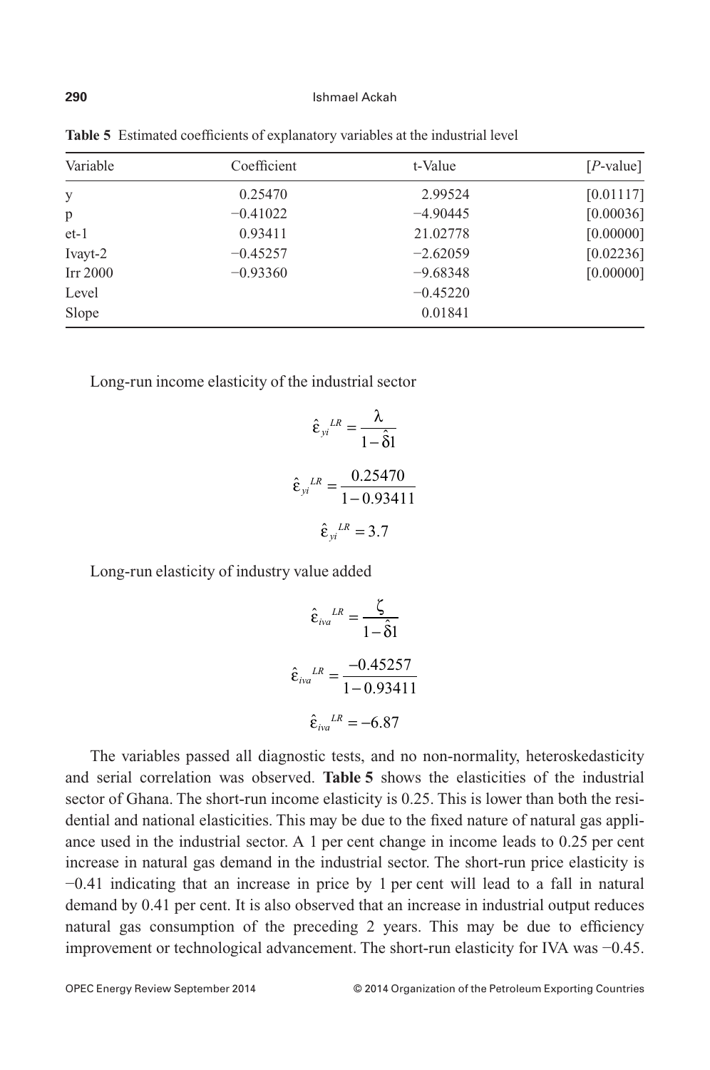**Table 5** Estimated coefficients of explanatory variables at the industrial level

| Variable | Coefficient | t-Value | [*P*-value] |
|---|---|---|---|
| y | 0.25470 | 2.99524 | [0.01117] |
| p | −0.41022 | −4.90445 | [0.00036] |
| et-1 | 0.93411 | 21.02778 | [0.00000] |
| Ivayt-2 | −0.45257 | −2.62059 | [0.02236] |
| Irr 2000 | −0.93360 | −9.68348 | [0.00000] |
| Level | | −0.45220 | |
| Slope | | 0.01841 | |

Long-run income elasticity of the industrial sector

$$\hat{\varepsilon}_{yi}{}^{LR} = \frac{\lambda}{1-\hat{\delta}1}$$

$$\hat{\varepsilon}_{yi}{}^{LR} = \frac{0.25470}{1-0.93411}$$

$$\hat{\varepsilon}_{yi}{}^{LR} = 3.7$$

Long-run elasticity of industry value added

$$\hat{\varepsilon}_{iva}{}^{LR} = \frac{\zeta}{1-\hat{\delta}1}$$

$$\hat{\varepsilon}_{iva}{}^{LR} = \frac{-0.45257}{1-0.93411}$$

$$\hat{\varepsilon}_{iva}{}^{LR} = -6.87$$

The variables passed all diagnostic tests, and no non-normality, heteroskedasticity and serial correlation was observed. **Table 5** shows the elasticities of the industrial sector of Ghana. The short-run income elasticity is 0.25. This is lower than both the residential and national elasticities. This may be due to the fixed nature of natural gas appliance used in the industrial sector. A 1 per cent change in income leads to 0.25 per cent increase in natural gas demand in the industrial sector. The short-run price elasticity is −0.41 indicating that an increase in price by 1 per cent will lead to a fall in natural demand by 0.41 per cent. It is also observed that an increase in industrial output reduces natural gas consumption of the preceding 2 years. This may be due to efficiency improvement or technological advancement. The short-run elasticity for IVA was −0.45.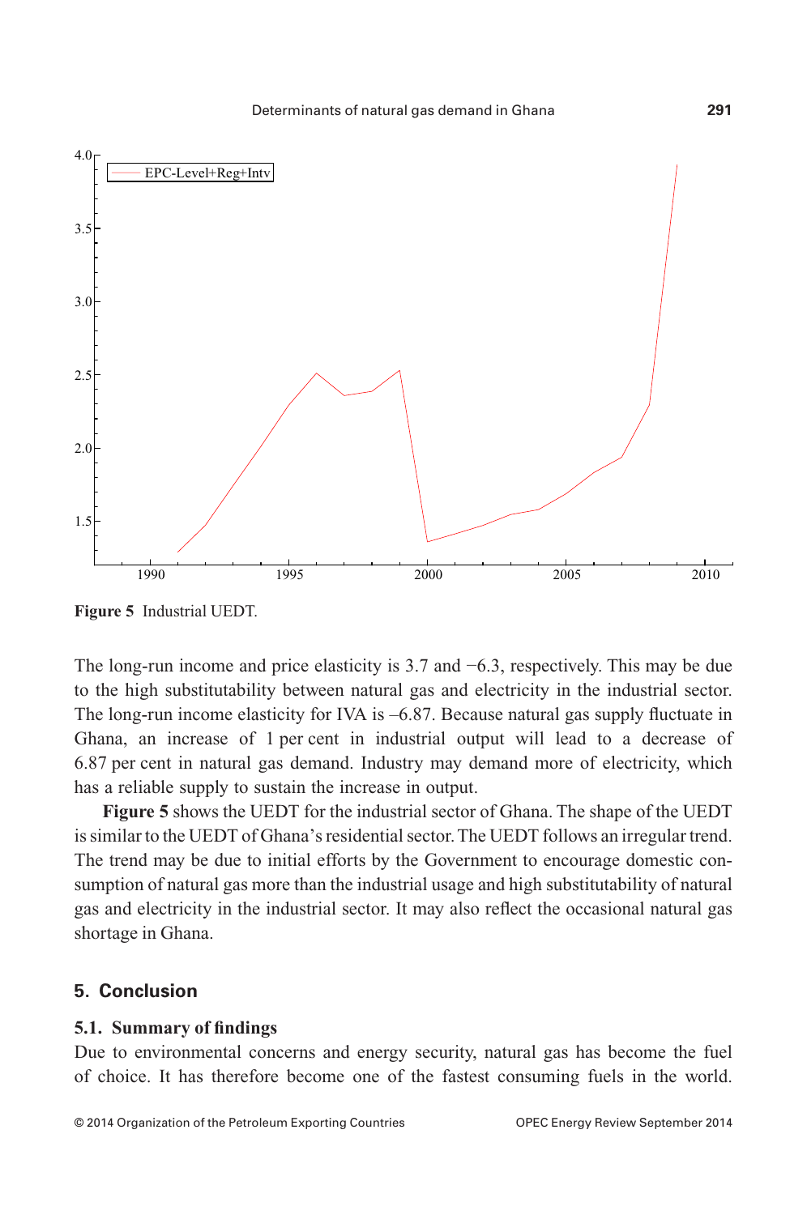**Figure 5** Industrial UEDT.

The long-run income and price elasticity is 3.7 and −6.3, respectively. This may be due to the high substitutability between natural gas and electricity in the industrial sector. The long-run income elasticity for IVA is –6.87. Because natural gas supply fluctuate in Ghana, an increase of 1 per cent in industrial output will lead to a decrease of 6.87 per cent in natural gas demand. Industry may demand more of electricity, which has a reliable supply to sustain the increase in output.

**Figure 5** shows the UEDT for the industrial sector of Ghana. The shape of the UEDT is similar to the UEDT of Ghana's residential sector. The UEDT follows an irregular trend. The trend may be due to initial efforts by the Government to encourage domestic consumption of natural gas more than the industrial usage and high substitutability of natural gas and electricity in the industrial sector. It may also reflect the occasional natural gas shortage in Ghana.

## 5. Conclusion

### 5.1. Summary of findings

Due to environmental concerns and energy security, natural gas has become the fuel of choice. It has therefore become one of the fastest consuming fuels in the world.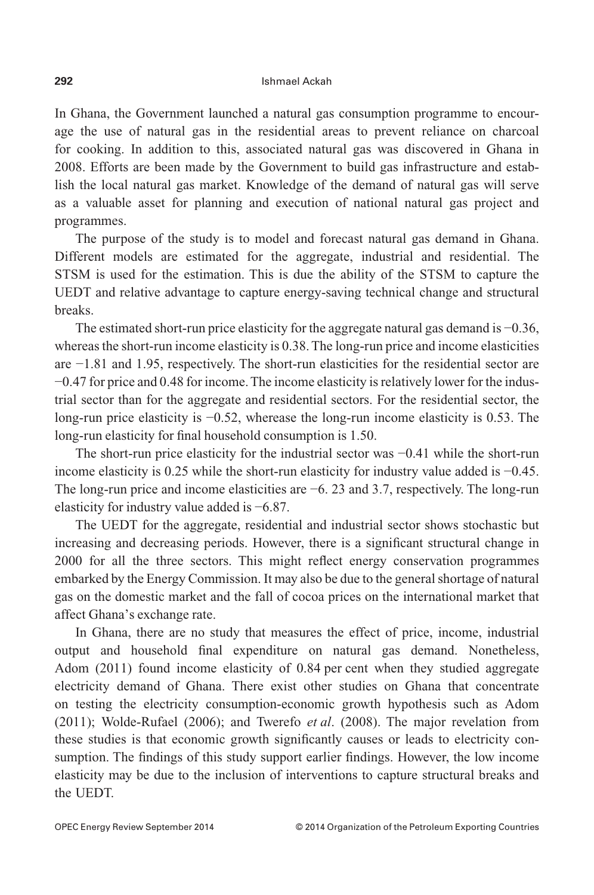In Ghana, the Government launched a natural gas consumption programme to encourage the use of natural gas in the residential areas to prevent reliance on charcoal for cooking. In addition to this, associated natural gas was discovered in Ghana in 2008. Efforts are been made by the Government to build gas infrastructure and establish the local natural gas market. Knowledge of the demand of natural gas will serve as a valuable asset for planning and execution of national natural gas project and programmes.

The purpose of the study is to model and forecast natural gas demand in Ghana. Different models are estimated for the aggregate, industrial and residential. The STSM is used for the estimation. This is due the ability of the STSM to capture the UEDT and relative advantage to capture energy-saving technical change and structural breaks.

The estimated short-run price elasticity for the aggregate natural gas demand is −0.36, whereas the short-run income elasticity is 0.38. The long-run price and income elasticities are −1.81 and 1.95, respectively. The short-run elasticities for the residential sector are −0.47 for price and 0.48 for income. The income elasticity is relatively lower for the industrial sector than for the aggregate and residential sectors. For the residential sector, the long-run price elasticity is −0.52, wherease the long-run income elasticity is 0.53. The long-run elasticity for final household consumption is 1.50.

The short-run price elasticity for the industrial sector was −0.41 while the short-run income elasticity is 0.25 while the short-run elasticity for industry value added is −0.45. The long-run price and income elasticities are −6. 23 and 3.7, respectively. The long-run elasticity for industry value added is −6.87.

The UEDT for the aggregate, residential and industrial sector shows stochastic but increasing and decreasing periods. However, there is a significant structural change in 2000 for all the three sectors. This might reflect energy conservation programmes embarked by the Energy Commission. It may also be due to the general shortage of natural gas on the domestic market and the fall of cocoa prices on the international market that affect Ghana's exchange rate.

In Ghana, there are no study that measures the effect of price, income, industrial output and household final expenditure on natural gas demand. Nonetheless, Adom (2011) found income elasticity of 0.84 per cent when they studied aggregate electricity demand of Ghana. There exist other studies on Ghana that concentrate on testing the electricity consumption-economic growth hypothesis such as Adom (2011); Wolde-Rufael (2006); and Twerefo *et al*. (2008). The major revelation from these studies is that economic growth significantly causes or leads to electricity consumption. The findings of this study support earlier findings. However, the low income elasticity may be due to the inclusion of interventions to capture structural breaks and the UEDT.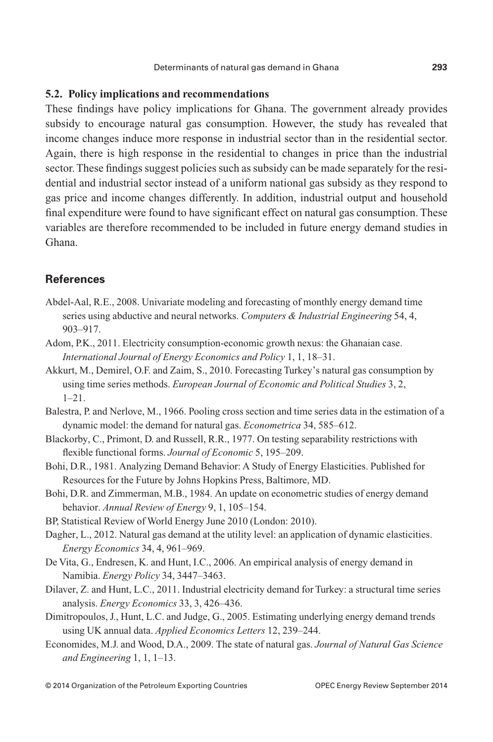### 5.2. Policy implications and recommendations

These findings have policy implications for Ghana. The government already provides subsidy to encourage natural gas consumption. However, the study has revealed that income changes induce more response in industrial sector than in the residential sector. Again, there is high response in the residential to changes in price than the industrial sector. These findings suggest policies such as subsidy can be made separately for the residential and industrial sector instead of a uniform national gas subsidy as they respond to gas price and income changes differently. In addition, industrial output and household final expenditure were found to have significant effect on natural gas consumption. These variables are therefore recommended to be included in future energy demand studies in Ghana.

## References

Abdel-Aal, R.E., 2008. Univariate modeling and forecasting of monthly energy demand time series using abductive and neural networks. *Computers & Industrial Engineering* 54, 4, 903–917.

Adom, P.K., 2011. Electricity consumption-economic growth nexus: the Ghanaian case. *International Journal of Energy Economics and Policy* 1, 1, 18–31.

Akkurt, M., Demirel, O.F. and Zaim, S., 2010. Forecasting Turkey's natural gas consumption by using time series methods. *European Journal of Economic and Political Studies* 3, 2, 1–21.

Balestra, P. and Nerlove, M., 1966. Pooling cross section and time series data in the estimation of a dynamic model: the demand for natural gas. *Econometrica* 34, 585–612.

Blackorby, C., Primont, D. and Russell, R.R., 1977. On testing separability restrictions with flexible functional forms. *Journal of Economic* 5, 195–209.

Bohi, D.R., 1981. Analyzing Demand Behavior: A Study of Energy Elasticities. Published for Resources for the Future by Johns Hopkins Press, Baltimore, MD.

Bohi, D.R. and Zimmerman, M.B., 1984. An update on econometric studies of energy demand behavior. *Annual Review of Energy* 9, 1, 105–154.

BP, Statistical Review of World Energy June 2010 (London: 2010).

Dagher, L., 2012. Natural gas demand at the utility level: an application of dynamic elasticities. *Energy Economics* 34, 4, 961–969.

De Vita, G., Endresen, K. and Hunt, I.C., 2006. An empirical analysis of energy demand in Namibia. *Energy Policy* 34, 3447–3463.

Dilaver, Z. and Hunt, L.C., 2011. Industrial electricity demand for Turkey: a structural time series analysis. *Energy Economics* 33, 3, 426–436.

Dimitropoulos, J., Hunt, L.C. and Judge, G., 2005. Estimating underlying energy demand trends using UK annual data. *Applied Economics Letters* 12, 239–244.

Economides, M.J. and Wood, D.A., 2009. The state of natural gas. *Journal of Natural Gas Science and Engineering* 1, 1, 1–13.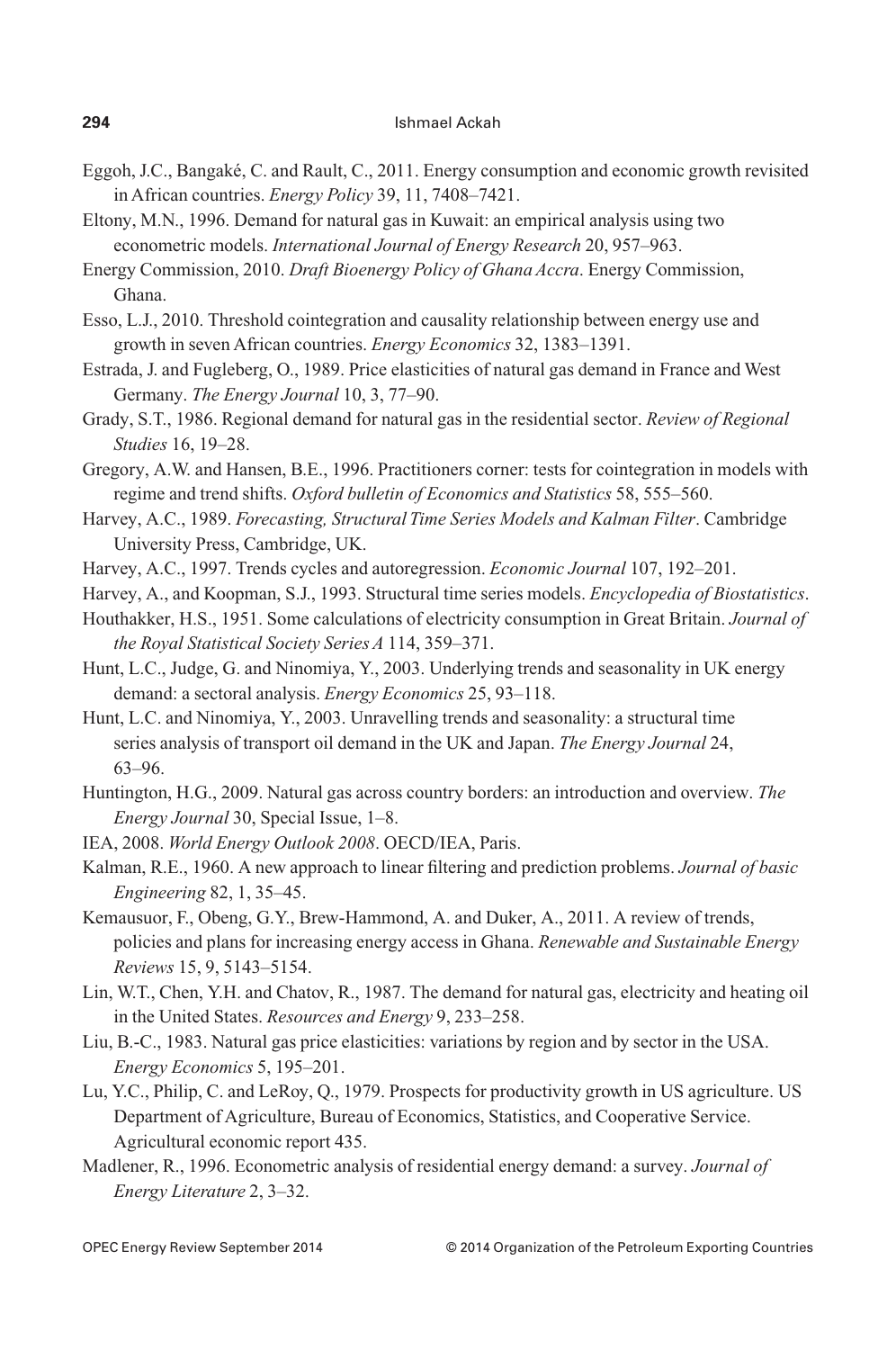Eggoh, J.C., Bangaké, C. and Rault, C., 2011. Energy consumption and economic growth revisited in African countries. *Energy Policy* 39, 11, 7408–7421.

Eltony, M.N., 1996. Demand for natural gas in Kuwait: an empirical analysis using two econometric models. *International Journal of Energy Research* 20, 957–963.

Energy Commission, 2010. *Draft Bioenergy Policy of Ghana Accra*. Energy Commission, Ghana.

Esso, L.J., 2010. Threshold cointegration and causality relationship between energy use and growth in seven African countries. *Energy Economics* 32, 1383–1391.

Estrada, J. and Fugleberg, O., 1989. Price elasticities of natural gas demand in France and West Germany. *The Energy Journal* 10, 3, 77–90.

Grady, S.T., 1986. Regional demand for natural gas in the residential sector. *Review of Regional Studies* 16, 19–28.

Gregory, A.W. and Hansen, B.E., 1996. Practitioners corner: tests for cointegration in models with regime and trend shifts. *Oxford bulletin of Economics and Statistics* 58, 555–560.

Harvey, A.C., 1989. *Forecasting, Structural Time Series Models and Kalman Filter*. Cambridge University Press, Cambridge, UK.

Harvey, A.C., 1997. Trends cycles and autoregression. *Economic Journal* 107, 192–201.

Harvey, A., and Koopman, S.J., 1993. Structural time series models. *Encyclopedia of Biostatistics*.

Houthakker, H.S., 1951. Some calculations of electricity consumption in Great Britain. *Journal of the Royal Statistical Society Series A* 114, 359–371.

Hunt, L.C., Judge, G. and Ninomiya, Y., 2003. Underlying trends and seasonality in UK energy demand: a sectoral analysis. *Energy Economics* 25, 93–118.

Hunt, L.C. and Ninomiya, Y., 2003. Unravelling trends and seasonality: a structural time series analysis of transport oil demand in the UK and Japan. *The Energy Journal* 24, 63–96.

Huntington, H.G., 2009. Natural gas across country borders: an introduction and overview. *The Energy Journal* 30, Special Issue, 1–8.

IEA, 2008. *World Energy Outlook 2008*. OECD/IEA, Paris.

Kalman, R.E., 1960. A new approach to linear filtering and prediction problems. *Journal of basic Engineering* 82, 1, 35–45.

Kemausuor, F., Obeng, G.Y., Brew-Hammond, A. and Duker, A., 2011. A review of trends, policies and plans for increasing energy access in Ghana. *Renewable and Sustainable Energy Reviews* 15, 9, 5143–5154.

Lin, W.T., Chen, Y.H. and Chatov, R., 1987. The demand for natural gas, electricity and heating oil in the United States. *Resources and Energy* 9, 233–258.

Liu, B.-C., 1983. Natural gas price elasticities: variations by region and by sector in the USA. *Energy Economics* 5, 195–201.

Lu, Y.C., Philip, C. and LeRoy, Q., 1979. Prospects for productivity growth in US agriculture. US Department of Agriculture, Bureau of Economics, Statistics, and Cooperative Service. Agricultural economic report 435.

Madlener, R., 1996. Econometric analysis of residential energy demand: a survey. *Journal of Energy Literature* 2, 3–32.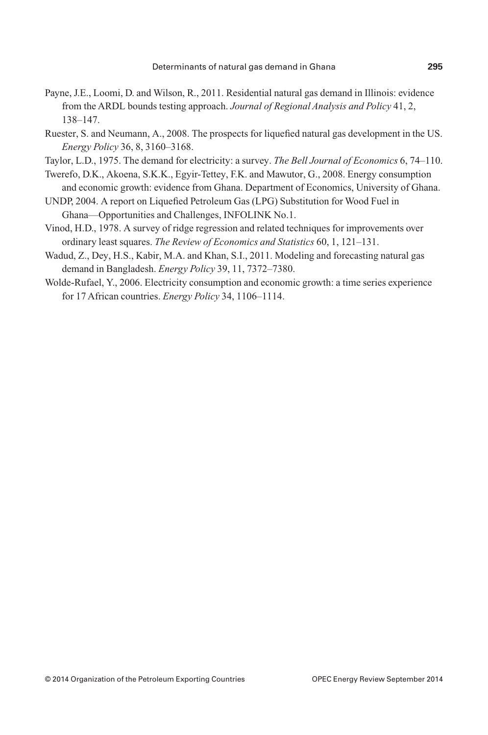Payne, J.E., Loomi, D. and Wilson, R., 2011. Residential natural gas demand in Illinois: evidence from the ARDL bounds testing approach. *Journal of Regional Analysis and Policy* 41, 2, 138–147.

Ruester, S. and Neumann, A., 2008. The prospects for liquefied natural gas development in the US. *Energy Policy* 36, 8, 3160–3168.

Taylor, L.D., 1975. The demand for electricity: a survey. *The Bell Journal of Economics* 6, 74–110.

Twerefo, D.K., Akoena, S.K.K., Egyir-Tettey, F.K. and Mawutor, G., 2008. Energy consumption and economic growth: evidence from Ghana. Department of Economics, University of Ghana.

UNDP, 2004. A report on Liquefied Petroleum Gas (LPG) Substitution for Wood Fuel in Ghana—Opportunities and Challenges, INFOLINK No.1.

Vinod, H.D., 1978. A survey of ridge regression and related techniques for improvements over ordinary least squares. *The Review of Economics and Statistics* 60, 1, 121–131.

Wadud, Z., Dey, H.S., Kabir, M.A. and Khan, S.I., 2011. Modeling and forecasting natural gas demand in Bangladesh. *Energy Policy* 39, 11, 7372–7380.

Wolde-Rufael, Y., 2006. Electricity consumption and economic growth: a time series experience for 17 African countries. *Energy Policy* 34, 1106–1114.